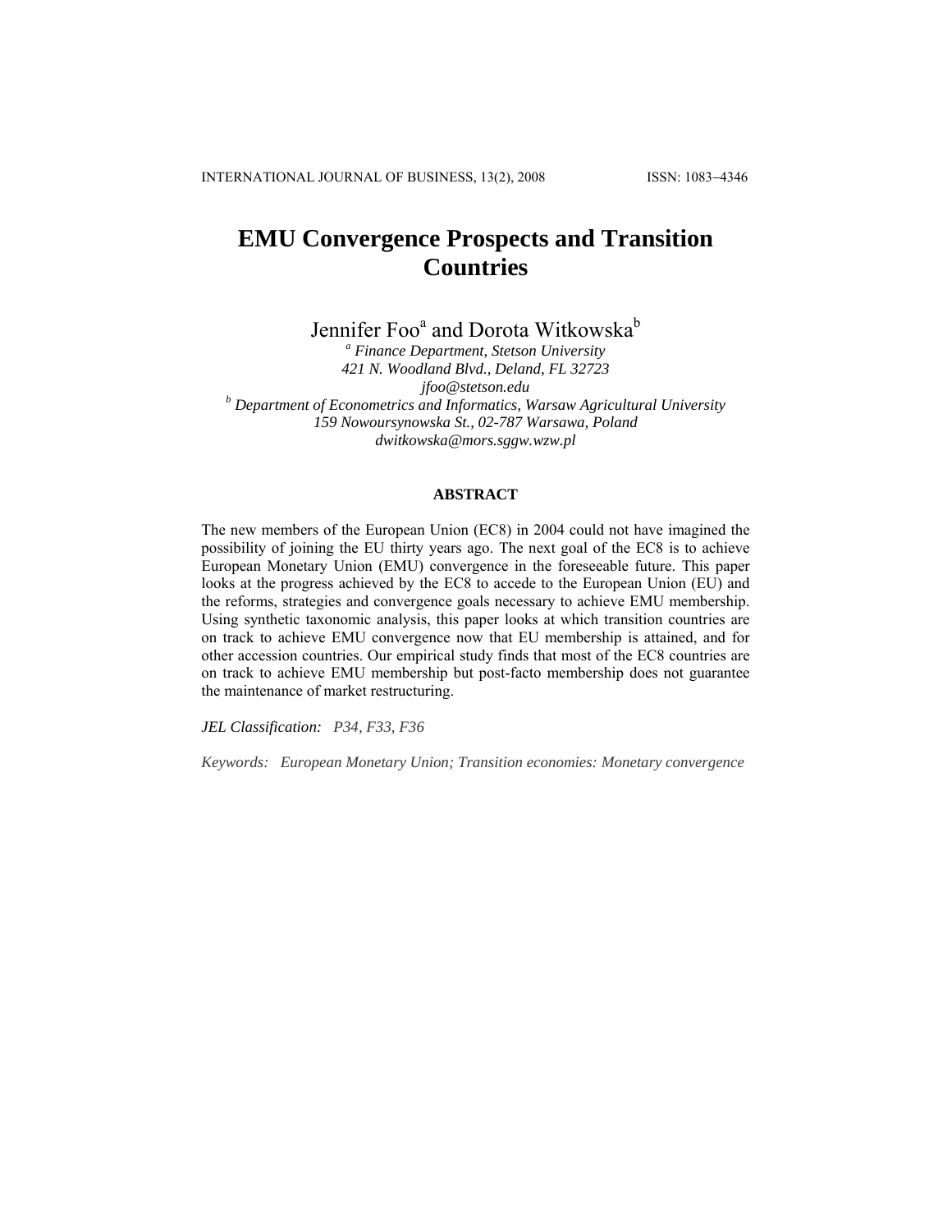# EMU Convergence Prospects and Transition Countries

Jennifer Foo[a] and Dorota Witkowska[b]

[a] *Finance Department, Stetson University*
*421 N. Woodland Blvd., Deland, FL 32723*
*jfoo@stetson.edu*

[b] *Department of Econometrics and Informatics, Warsaw Agricultural University*
*159 Nowoursynowska St., 02-787 Warsaw, Poland*
*dwitkowska@mors.sggw.wzw.pl*

## ABSTRACT

The new members of the European Union (EC8) in 2004 could not have imagined the possibility of joining the EU thirty years ago. The next goal of the EC8 is to achieve European Monetary Union (EMU) convergence in the foreseeable future. This paper looks at the progress achieved by the EC8 to accede to the European Union (EU) and the reforms, strategies and convergence goals necessary to achieve EMU membership. Using synthetic taxonomic analysis, this paper looks at which transition countries are on track to achieve EMU convergence now that EU membership is attained, and for other accession countries. Our empirical study finds that most of the EC8 countries are on track to achieve EMU membership but post-facto membership does not guarantee the maintenance of market restructuring.

*JEL Classification:* *P34, F33, F36*

*Keywords:* *European Monetary Union; Transition economies: Monetary convergence*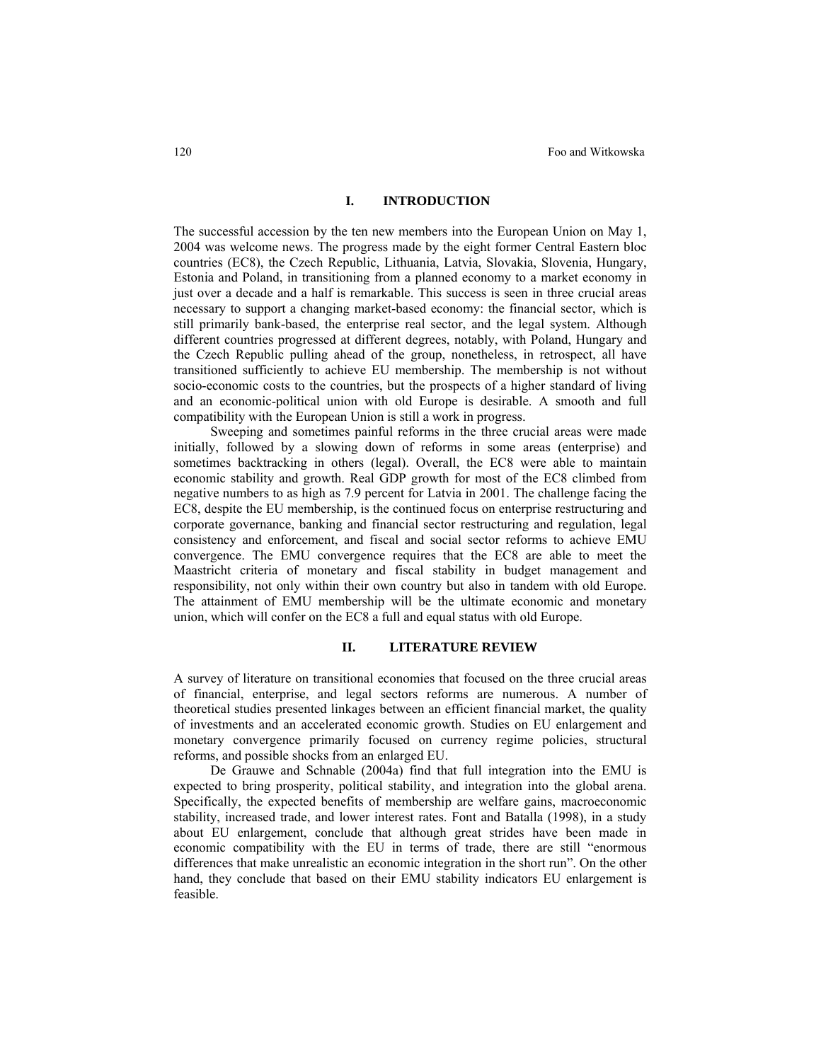## I. INTRODUCTION

The successful accession by the ten new members into the European Union on May 1, 2004 was welcome news. The progress made by the eight former Central Eastern bloc countries (EC8), the Czech Republic, Lithuania, Latvia, Slovakia, Slovenia, Hungary, Estonia and Poland, in transitioning from a planned economy to a market economy in just over a decade and a half is remarkable. This success is seen in three crucial areas necessary to support a changing market-based economy: the financial sector, which is still primarily bank-based, the enterprise real sector, and the legal system. Although different countries progressed at different degrees, notably, with Poland, Hungary and the Czech Republic pulling ahead of the group, nonetheless, in retrospect, all have transitioned sufficiently to achieve EU membership. The membership is not without socio-economic costs to the countries, but the prospects of a higher standard of living and an economic-political union with old Europe is desirable. A smooth and full compatibility with the European Union is still a work in progress.

Sweeping and sometimes painful reforms in the three crucial areas were made initially, followed by a slowing down of reforms in some areas (enterprise) and sometimes backtracking in others (legal). Overall, the EC8 were able to maintain economic stability and growth. Real GDP growth for most of the EC8 climbed from negative numbers to as high as 7.9 percent for Latvia in 2001. The challenge facing the EC8, despite the EU membership, is the continued focus on enterprise restructuring and corporate governance, banking and financial sector restructuring and regulation, legal consistency and enforcement, and fiscal and social sector reforms to achieve EMU convergence. The EMU convergence requires that the EC8 are able to meet the Maastricht criteria of monetary and fiscal stability in budget management and responsibility, not only within their own country but also in tandem with old Europe. The attainment of EMU membership will be the ultimate economic and monetary union, which will confer on the EC8 a full and equal status with old Europe.

## II. LITERATURE REVIEW

A survey of literature on transitional economies that focused on the three crucial areas of financial, enterprise, and legal sectors reforms are numerous. A number of theoretical studies presented linkages between an efficient financial market, the quality of investments and an accelerated economic growth. Studies on EU enlargement and monetary convergence primarily focused on currency regime policies, structural reforms, and possible shocks from an enlarged EU.

De Grauwe and Schnable (2004a) find that full integration into the EMU is expected to bring prosperity, political stability, and integration into the global arena. Specifically, the expected benefits of membership are welfare gains, macroeconomic stability, increased trade, and lower interest rates. Font and Batalla (1998), in a study about EU enlargement, conclude that although great strides have been made in economic compatibility with the EU in terms of trade, there are still "enormous differences that make unrealistic an economic integration in the short run". On the other hand, they conclude that based on their EMU stability indicators EU enlargement is feasible.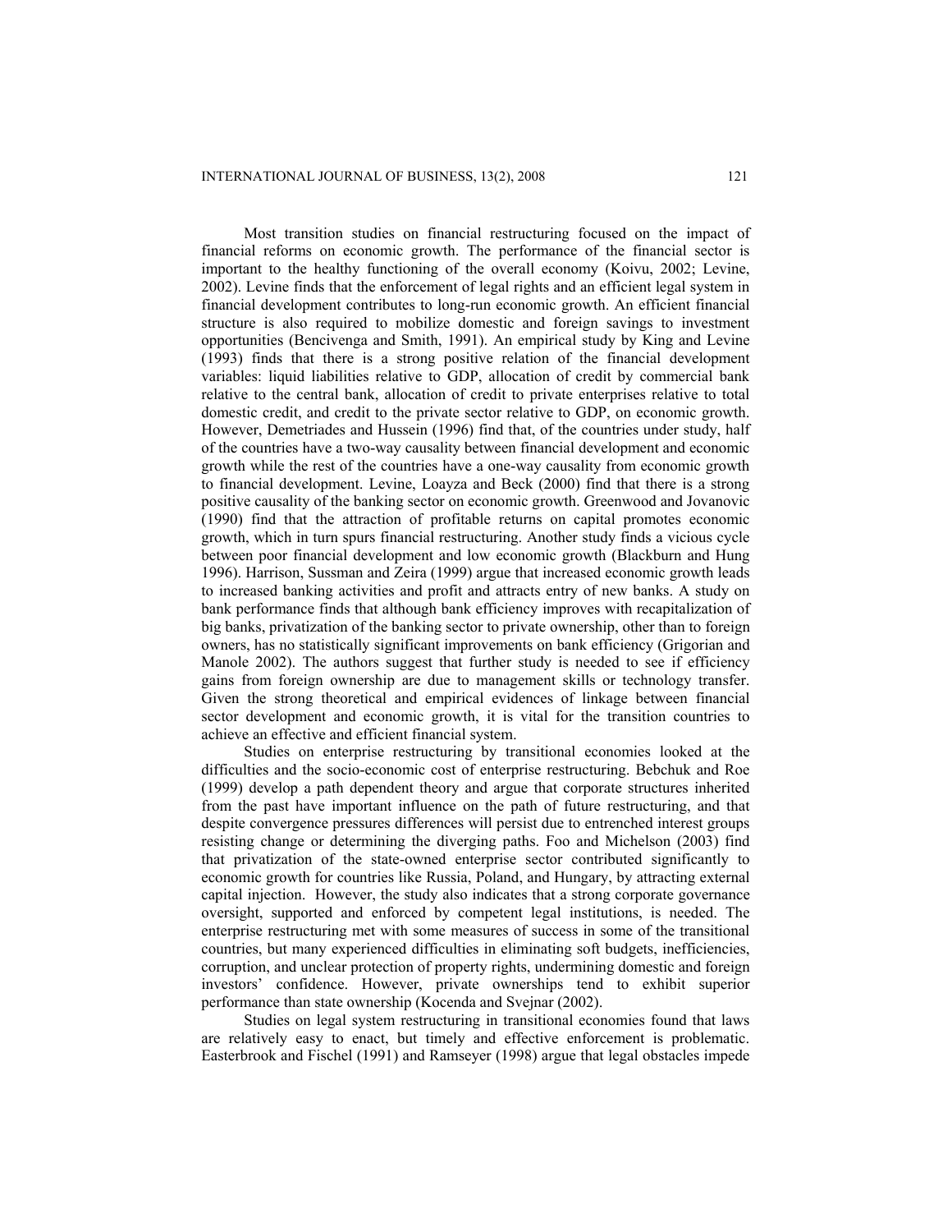Most transition studies on financial restructuring focused on the impact of financial reforms on economic growth. The performance of the financial sector is important to the healthy functioning of the overall economy (Koivu, 2002; Levine, 2002). Levine finds that the enforcement of legal rights and an efficient legal system in financial development contributes to long-run economic growth. An efficient financial structure is also required to mobilize domestic and foreign savings to investment opportunities (Bencivenga and Smith, 1991). An empirical study by King and Levine (1993) finds that there is a strong positive relation of the financial development variables: liquid liabilities relative to GDP, allocation of credit by commercial bank relative to the central bank, allocation of credit to private enterprises relative to total domestic credit, and credit to the private sector relative to GDP, on economic growth. However, Demetriades and Hussein (1996) find that, of the countries under study, half of the countries have a two-way causality between financial development and economic growth while the rest of the countries have a one-way causality from economic growth to financial development. Levine, Loayza and Beck (2000) find that there is a strong positive causality of the banking sector on economic growth. Greenwood and Jovanovic (1990) find that the attraction of profitable returns on capital promotes economic growth, which in turn spurs financial restructuring. Another study finds a vicious cycle between poor financial development and low economic growth (Blackburn and Hung 1996). Harrison, Sussman and Zeira (1999) argue that increased economic growth leads to increased banking activities and profit and attracts entry of new banks. A study on bank performance finds that although bank efficiency improves with recapitalization of big banks, privatization of the banking sector to private ownership, other than to foreign owners, has no statistically significant improvements on bank efficiency (Grigorian and Manole 2002). The authors suggest that further study is needed to see if efficiency gains from foreign ownership are due to management skills or technology transfer. Given the strong theoretical and empirical evidences of linkage between financial sector development and economic growth, it is vital for the transition countries to achieve an effective and efficient financial system.

Studies on enterprise restructuring by transitional economies looked at the difficulties and the socio-economic cost of enterprise restructuring. Bebchuk and Roe (1999) develop a path dependent theory and argue that corporate structures inherited from the past have important influence on the path of future restructuring, and that despite convergence pressures differences will persist due to entrenched interest groups resisting change or determining the diverging paths. Foo and Michelson (2003) find that privatization of the state-owned enterprise sector contributed significantly to economic growth for countries like Russia, Poland, and Hungary, by attracting external capital injection. However, the study also indicates that a strong corporate governance oversight, supported and enforced by competent legal institutions, is needed. The enterprise restructuring met with some measures of success in some of the transitional countries, but many experienced difficulties in eliminating soft budgets, inefficiencies, corruption, and unclear protection of property rights, undermining domestic and foreign investors' confidence. However, private ownerships tend to exhibit superior performance than state ownership (Kocenda and Svejnar (2002).

Studies on legal system restructuring in transitional economies found that laws are relatively easy to enact, but timely and effective enforcement is problematic. Easterbrook and Fischel (1991) and Ramseyer (1998) argue that legal obstacles impede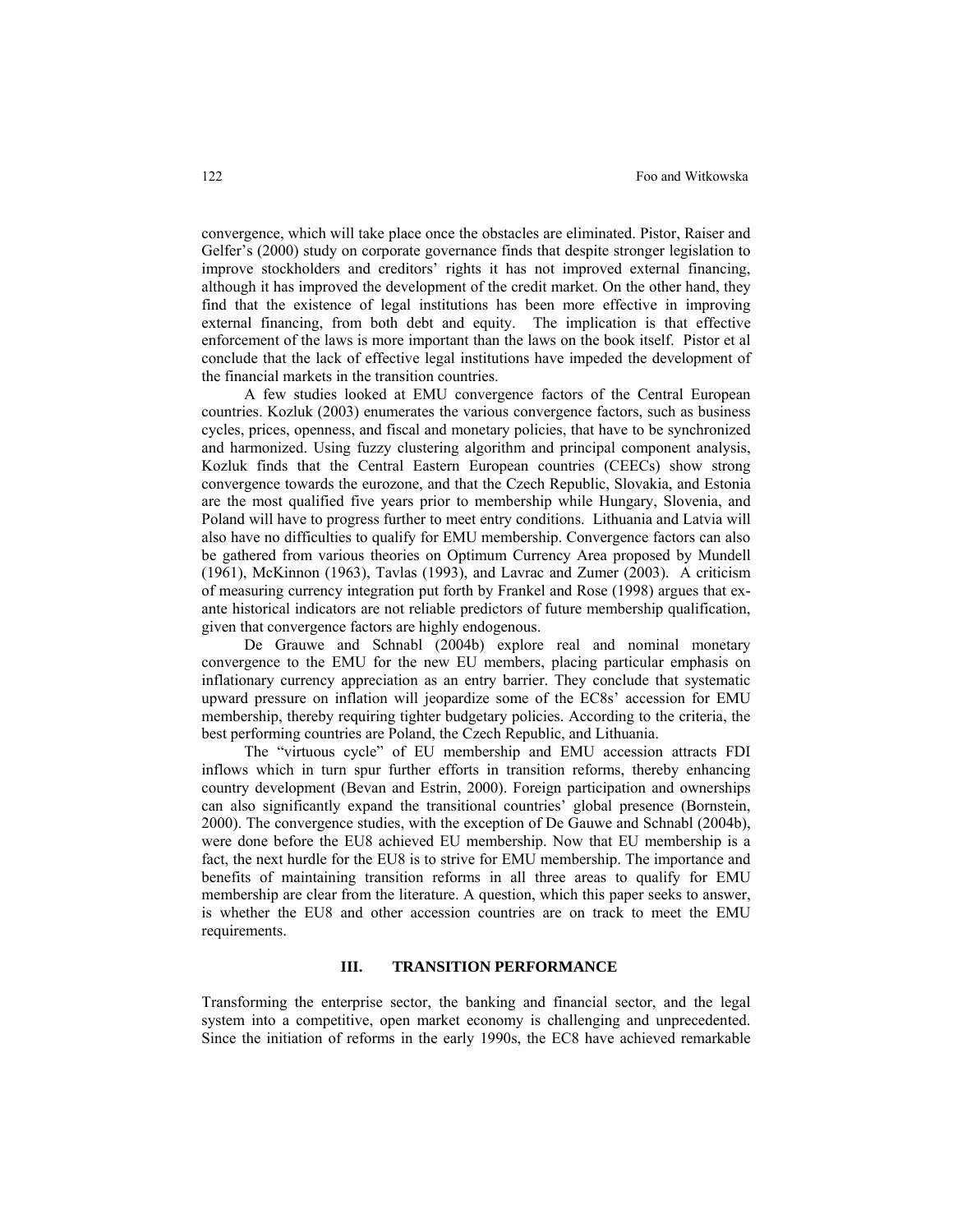convergence, which will take place once the obstacles are eliminated. Pistor, Raiser and Gelfer's (2000) study on corporate governance finds that despite stronger legislation to improve stockholders and creditors' rights it has not improved external financing, although it has improved the development of the credit market. On the other hand, they find that the existence of legal institutions has been more effective in improving external financing, from both debt and equity. The implication is that effective enforcement of the laws is more important than the laws on the book itself. Pistor et al conclude that the lack of effective legal institutions have impeded the development of the financial markets in the transition countries.

A few studies looked at EMU convergence factors of the Central European countries. Kozluk (2003) enumerates the various convergence factors, such as business cycles, prices, openness, and fiscal and monetary policies, that have to be synchronized and harmonized. Using fuzzy clustering algorithm and principal component analysis, Kozluk finds that the Central Eastern European countries (CEECs) show strong convergence towards the eurozone, and that the Czech Republic, Slovakia, and Estonia are the most qualified five years prior to membership while Hungary, Slovenia, and Poland will have to progress further to meet entry conditions. Lithuania and Latvia will also have no difficulties to qualify for EMU membership. Convergence factors can also be gathered from various theories on Optimum Currency Area proposed by Mundell (1961), McKinnon (1963), Tavlas (1993), and Lavrac and Zumer (2003). A criticism of measuring currency integration put forth by Frankel and Rose (1998) argues that ex-ante historical indicators are not reliable predictors of future membership qualification, given that convergence factors are highly endogenous.

De Grauwe and Schnabl (2004b) explore real and nominal monetary convergence to the EMU for the new EU members, placing particular emphasis on inflationary currency appreciation as an entry barrier. They conclude that systematic upward pressure on inflation will jeopardize some of the EC8s' accession for EMU membership, thereby requiring tighter budgetary policies. According to the criteria, the best performing countries are Poland, the Czech Republic, and Lithuania.

The "virtuous cycle" of EU membership and EMU accession attracts FDI inflows which in turn spur further efforts in transition reforms, thereby enhancing country development (Bevan and Estrin, 2000). Foreign participation and ownerships can also significantly expand the transitional countries' global presence (Bornstein, 2000). The convergence studies, with the exception of De Gauwe and Schnabl (2004b), were done before the EU8 achieved EU membership. Now that EU membership is a fact, the next hurdle for the EU8 is to strive for EMU membership. The importance and benefits of maintaining transition reforms in all three areas to qualify for EMU membership are clear from the literature. A question, which this paper seeks to answer, is whether the EU8 and other accession countries are on track to meet the EMU requirements.

## III. TRANSITION PERFORMANCE

Transforming the enterprise sector, the banking and financial sector, and the legal system into a competitive, open market economy is challenging and unprecedented. Since the initiation of reforms in the early 1990s, the EC8 have achieved remarkable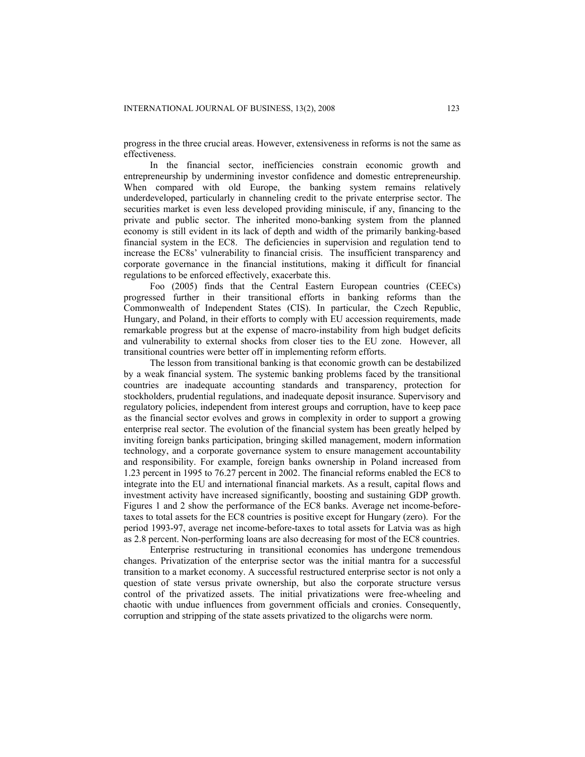progress in the three crucial areas. However, extensiveness in reforms is not the same as effectiveness.

In the financial sector, inefficiencies constrain economic growth and entrepreneurship by undermining investor confidence and domestic entrepreneurship. When compared with old Europe, the banking system remains relatively underdeveloped, particularly in channeling credit to the private enterprise sector. The securities market is even less developed providing miniscule, if any, financing to the private and public sector. The inherited mono-banking system from the planned economy is still evident in its lack of depth and width of the primarily banking-based financial system in the EC8. The deficiencies in supervision and regulation tend to increase the EC8s' vulnerability to financial crisis. The insufficient transparency and corporate governance in the financial institutions, making it difficult for financial regulations to be enforced effectively, exacerbate this.

Foo (2005) finds that the Central Eastern European countries (CEECs) progressed further in their transitional efforts in banking reforms than the Commonwealth of Independent States (CIS). In particular, the Czech Republic, Hungary, and Poland, in their efforts to comply with EU accession requirements, made remarkable progress but at the expense of macro-instability from high budget deficits and vulnerability to external shocks from closer ties to the EU zone. However, all transitional countries were better off in implementing reform efforts.

The lesson from transitional banking is that economic growth can be destabilized by a weak financial system. The systemic banking problems faced by the transitional countries are inadequate accounting standards and transparency, protection for stockholders, prudential regulations, and inadequate deposit insurance. Supervisory and regulatory policies, independent from interest groups and corruption, have to keep pace as the financial sector evolves and grows in complexity in order to support a growing enterprise real sector. The evolution of the financial system has been greatly helped by inviting foreign banks participation, bringing skilled management, modern information technology, and a corporate governance system to ensure management accountability and responsibility. For example, foreign banks ownership in Poland increased from 1.23 percent in 1995 to 76.27 percent in 2002. The financial reforms enabled the EC8 to integrate into the EU and international financial markets. As a result, capital flows and investment activity have increased significantly, boosting and sustaining GDP growth. Figures 1 and 2 show the performance of the EC8 banks. Average net income-before-taxes to total assets for the EC8 countries is positive except for Hungary (zero). For the period 1993-97, average net income-before-taxes to total assets for Latvia was as high as 2.8 percent. Non-performing loans are also decreasing for most of the EC8 countries.

Enterprise restructuring in transitional economies has undergone tremendous changes. Privatization of the enterprise sector was the initial mantra for a successful transition to a market economy. A successful restructured enterprise sector is not only a question of state versus private ownership, but also the corporate structure versus control of the privatized assets. The initial privatizations were free-wheeling and chaotic with undue influences from government officials and cronies. Consequently, corruption and stripping of the state assets privatized to the oligarchs were norm.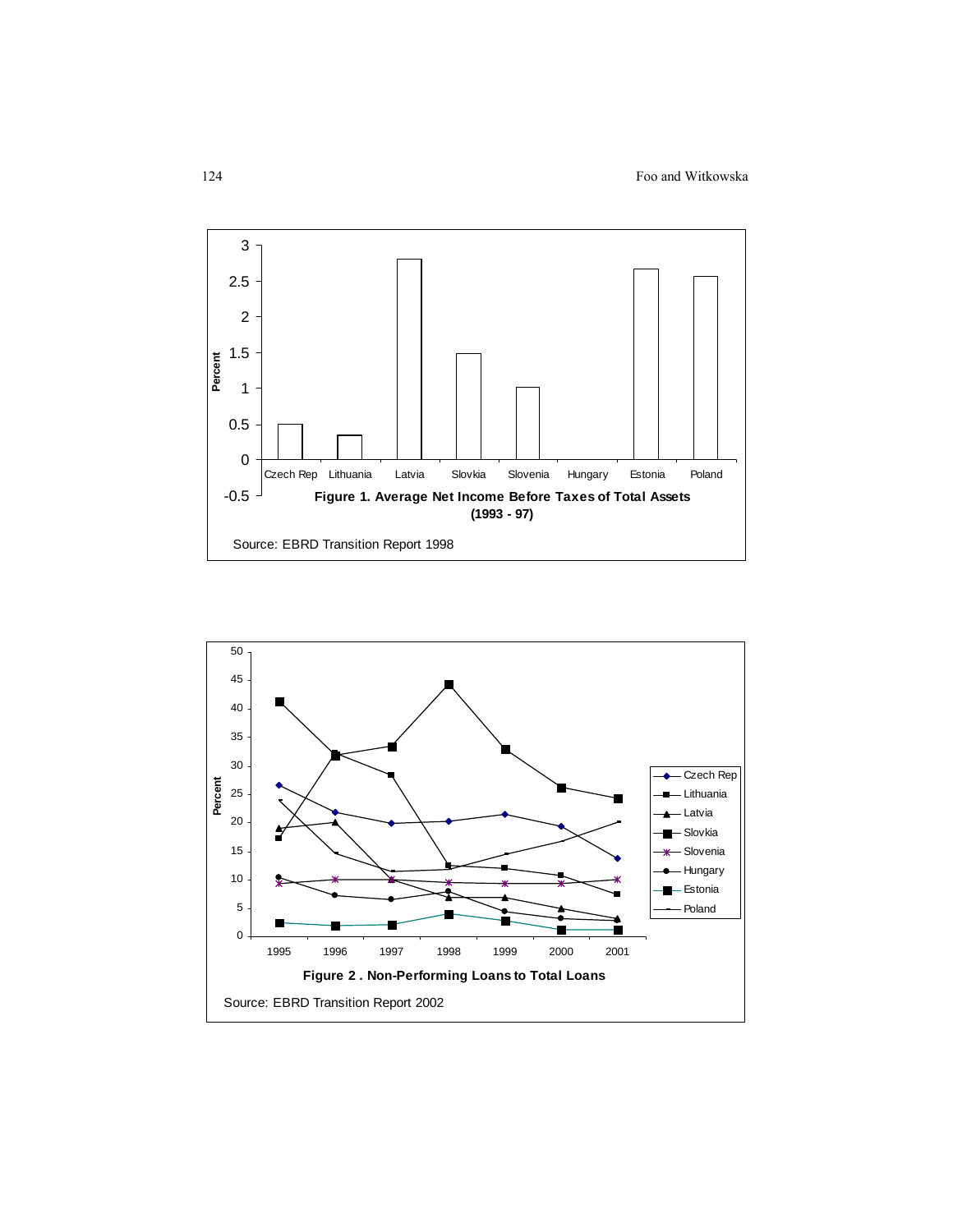3

2.5

2

1.5

1

0.5

0

-0.5

Percent

Czech Rep Lithuania Latvia Slovkia Slovenia Hungary Estonia Poland

**Figure 1. Average Net Income Before Taxes of Total Assets (1993 - 97)**

Source: EBRD Transition Report 1998

50

45

40

35

30

25

20

15

10

5

0

Percent

1995 1996 1997 1998 1999 2000 2001

Czech Rep

Lithuania

Latvia

Slovkia

Slovenia

Hungary

Estonia

Poland

**Figure 2 . Non-Performing Loans to Total Loans**

Source: EBRD Transition Report 2002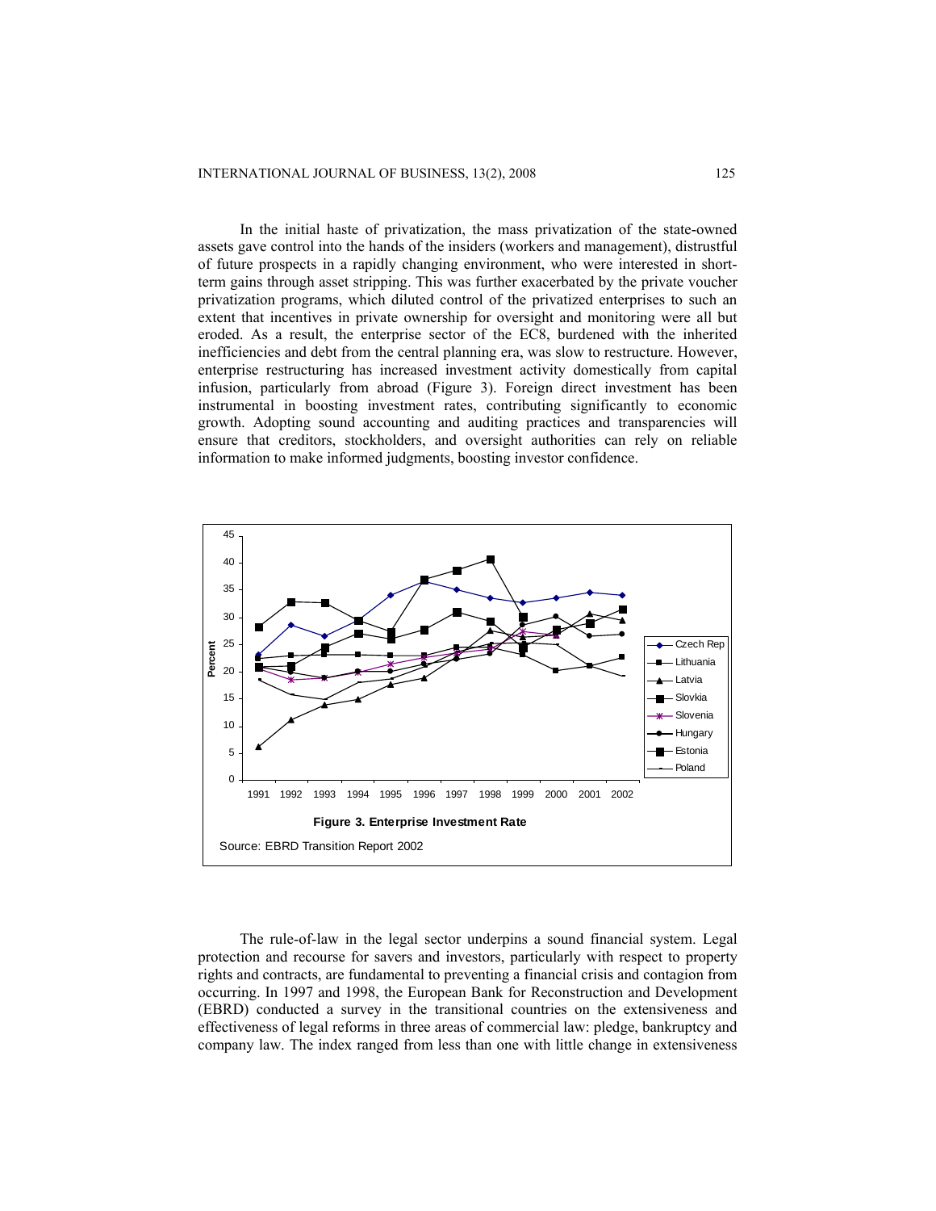In the initial haste of privatization, the mass privatization of the state-owned assets gave control into the hands of the insiders (workers and management), distrustful of future prospects in a rapidly changing environment, who were interested in short-term gains through asset stripping. This was further exacerbated by the private voucher privatization programs, which diluted control of the privatized enterprises to such an extent that incentives in private ownership for oversight and monitoring were all but eroded. As a result, the enterprise sector of the EC8, burdened with the inherited inefficiencies and debt from the central planning era, was slow to restructure. However, enterprise restructuring has increased investment activity domestically from capital infusion, particularly from abroad (Figure 3). Foreign direct investment has been instrumental in boosting investment rates, contributing significantly to economic growth. Adopting sound accounting and auditing practices and transparencies will ensure that creditors, stockholders, and oversight authorities can rely on reliable information to make informed judgments, boosting investor confidence.

45
40
35
30
25
20
15
10
5
0

Percent

1991 1992 1993 1994 1995 1996 1997 1998 1999 2000 2001 2002

Czech Rep
Lithuania
Latvia
Slovkia
Slovenia
Hungary
Estonia
Poland

**Figure 3. Enterprise Investment Rate**

Source: EBRD Transition Report 2002

The rule-of-law in the legal sector underpins a sound financial system. Legal protection and recourse for savers and investors, particularly with respect to property rights and contracts, are fundamental to preventing a financial crisis and contagion from occurring. In 1997 and 1998, the European Bank for Reconstruction and Development (EBRD) conducted a survey in the transitional countries on the extensiveness and effectiveness of legal reforms in three areas of commercial law: pledge, bankruptcy and company law. The index ranged from less than one with little change in extensiveness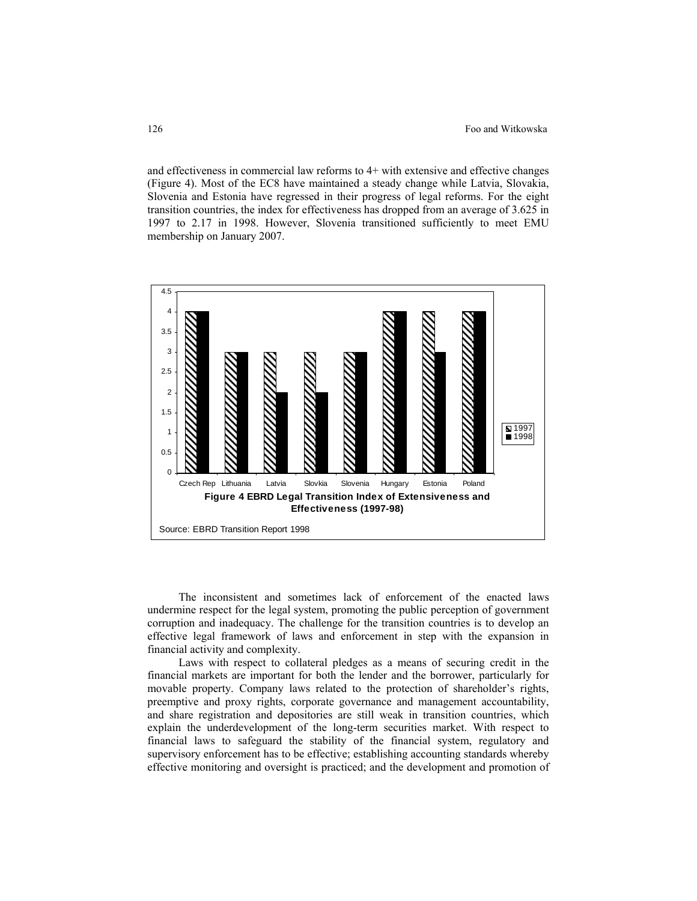and effectiveness in commercial law reforms to 4+ with extensive and effective changes (Figure 4). Most of the EC8 have maintained a steady change while Latvia, Slovakia, Slovenia and Estonia have regressed in their progress of legal reforms. For the eight transition countries, the index for effectiveness has dropped from an average of 3.625 in 1997 to 2.17 in 1998. However, Slovenia transitioned sufficiently to meet EMU membership on January 2007.

4.5
4
3.5
3
2.5
2
1.5
1
0.5
0

Czech Rep Lithuania Latvia Slovkia Slovenia Hungary Estonia Poland

1997
1998

**Figure 4 EBRD Legal Transition Index of Extensiveness and Effectiveness (1997-98)**

Source: EBRD Transition Report 1998

The inconsistent and sometimes lack of enforcement of the enacted laws undermine respect for the legal system, promoting the public perception of government corruption and inadequacy. The challenge for the transition countries is to develop an effective legal framework of laws and enforcement in step with the expansion in financial activity and complexity.

Laws with respect to collateral pledges as a means of securing credit in the financial markets are important for both the lender and the borrower, particularly for movable property. Company laws related to the protection of shareholder's rights, preemptive and proxy rights, corporate governance and management accountability, and share registration and depositories are still weak in transition countries, which explain the underdevelopment of the long-term securities market. With respect to financial laws to safeguard the stability of the financial system, regulatory and supervisory enforcement has to be effective; establishing accounting standards whereby effective monitoring and oversight is practiced; and the development and promotion of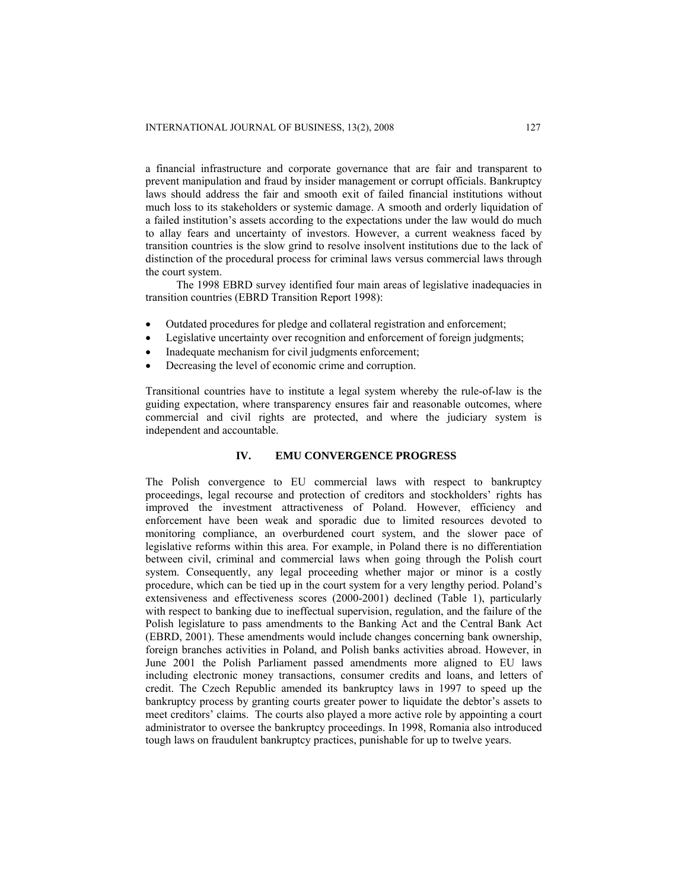a financial infrastructure and corporate governance that are fair and transparent to prevent manipulation and fraud by insider management or corrupt officials. Bankruptcy laws should address the fair and smooth exit of failed financial institutions without much loss to its stakeholders or systemic damage. A smooth and orderly liquidation of a failed institution's assets according to the expectations under the law would do much to allay fears and uncertainty of investors. However, a current weakness faced by transition countries is the slow grind to resolve insolvent institutions due to the lack of distinction of the procedural process for criminal laws versus commercial laws through the court system.

The 1998 EBRD survey identified four main areas of legislative inadequacies in transition countries (EBRD Transition Report 1998):

- Outdated procedures for pledge and collateral registration and enforcement;
- Legislative uncertainty over recognition and enforcement of foreign judgments;
- Inadequate mechanism for civil judgments enforcement;
- Decreasing the level of economic crime and corruption.

Transitional countries have to institute a legal system whereby the rule-of-law is the guiding expectation, where transparency ensures fair and reasonable outcomes, where commercial and civil rights are protected, and where the judiciary system is independent and accountable.

## IV. EMU CONVERGENCE PROGRESS

The Polish convergence to EU commercial laws with respect to bankruptcy proceedings, legal recourse and protection of creditors and stockholders' rights has improved the investment attractiveness of Poland. However, efficiency and enforcement have been weak and sporadic due to limited resources devoted to monitoring compliance, an overburdened court system, and the slower pace of legislative reforms within this area. For example, in Poland there is no differentiation between civil, criminal and commercial laws when going through the Polish court system. Consequently, any legal proceeding whether major or minor is a costly procedure, which can be tied up in the court system for a very lengthy period. Poland's extensiveness and effectiveness scores (2000-2001) declined (Table 1), particularly with respect to banking due to ineffectual supervision, regulation, and the failure of the Polish legislature to pass amendments to the Banking Act and the Central Bank Act (EBRD, 2001). These amendments would include changes concerning bank ownership, foreign branches activities in Poland, and Polish banks activities abroad. However, in June 2001 the Polish Parliament passed amendments more aligned to EU laws including electronic money transactions, consumer credits and loans, and letters of credit. The Czech Republic amended its bankruptcy laws in 1997 to speed up the bankruptcy process by granting courts greater power to liquidate the debtor's assets to meet creditors' claims. The courts also played a more active role by appointing a court administrator to oversee the bankruptcy proceedings. In 1998, Romania also introduced tough laws on fraudulent bankruptcy practices, punishable for up to twelve years.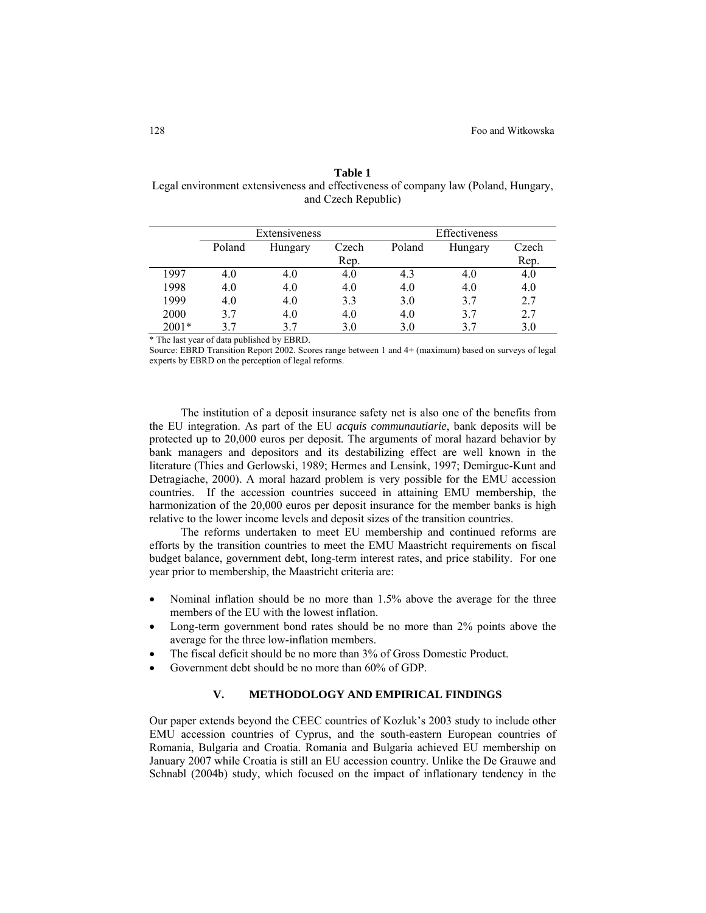**Table 1**
Legal environment extensiveness and effectiveness of company law (Poland, Hungary, and Czech Republic)

| | Extensiveness | | | Effectiveness | | |
|---|---|---|---|---|---|---|
| | Poland | Hungary | Czech Rep. | Poland | Hungary | Czech Rep. |
| 1997 | 4.0 | 4.0 | 4.0 | 4.3 | 4.0 | 4.0 |
| 1998 | 4.0 | 4.0 | 4.0 | 4.0 | 4.0 | 4.0 |
| 1999 | 4.0 | 4.0 | 3.3 | 3.0 | 3.7 | 2.7 |
| 2000 | 3.7 | 4.0 | 4.0 | 4.0 | 3.7 | 2.7 |
| 2001* | 3.7 | 3.7 | 3.0 | 3.0 | 3.7 | 3.0 |

\* The last year of data published by EBRD.

Source: EBRD Transition Report 2002. Scores range between 1 and 4+ (maximum) based on surveys of legal experts by EBRD on the perception of legal reforms.

The institution of a deposit insurance safety net is also one of the benefits from the EU integration. As part of the EU *acquis communautiarie*, bank deposits will be protected up to 20,000 euros per deposit. The arguments of moral hazard behavior by bank managers and depositors and its destabilizing effect are well known in the literature (Thies and Gerlowski, 1989; Hermes and Lensink, 1997; Demirguc-Kunt and Detragiache, 2000). A moral hazard problem is very possible for the EMU accession countries. If the accession countries succeed in attaining EMU membership, the harmonization of the 20,000 euros per deposit insurance for the member banks is high relative to the lower income levels and deposit sizes of the transition countries.

The reforms undertaken to meet EU membership and continued reforms are efforts by the transition countries to meet the EMU Maastricht requirements on fiscal budget balance, government debt, long-term interest rates, and price stability. For one year prior to membership, the Maastricht criteria are:

- Nominal inflation should be no more than 1.5% above the average for the three members of the EU with the lowest inflation.
- Long-term government bond rates should be no more than 2% points above the average for the three low-inflation members.
- The fiscal deficit should be no more than 3% of Gross Domestic Product.
- Government debt should be no more than 60% of GDP.

## V. METHODOLOGY AND EMPIRICAL FINDINGS

Our paper extends beyond the CEEC countries of Kozluk's 2003 study to include other EMU accession countries of Cyprus, and the south-eastern European countries of Romania, Bulgaria and Croatia. Romania and Bulgaria achieved EU membership on January 2007 while Croatia is still an EU accession country. Unlike the De Grauwe and Schnabl (2004b) study, which focused on the impact of inflationary tendency in the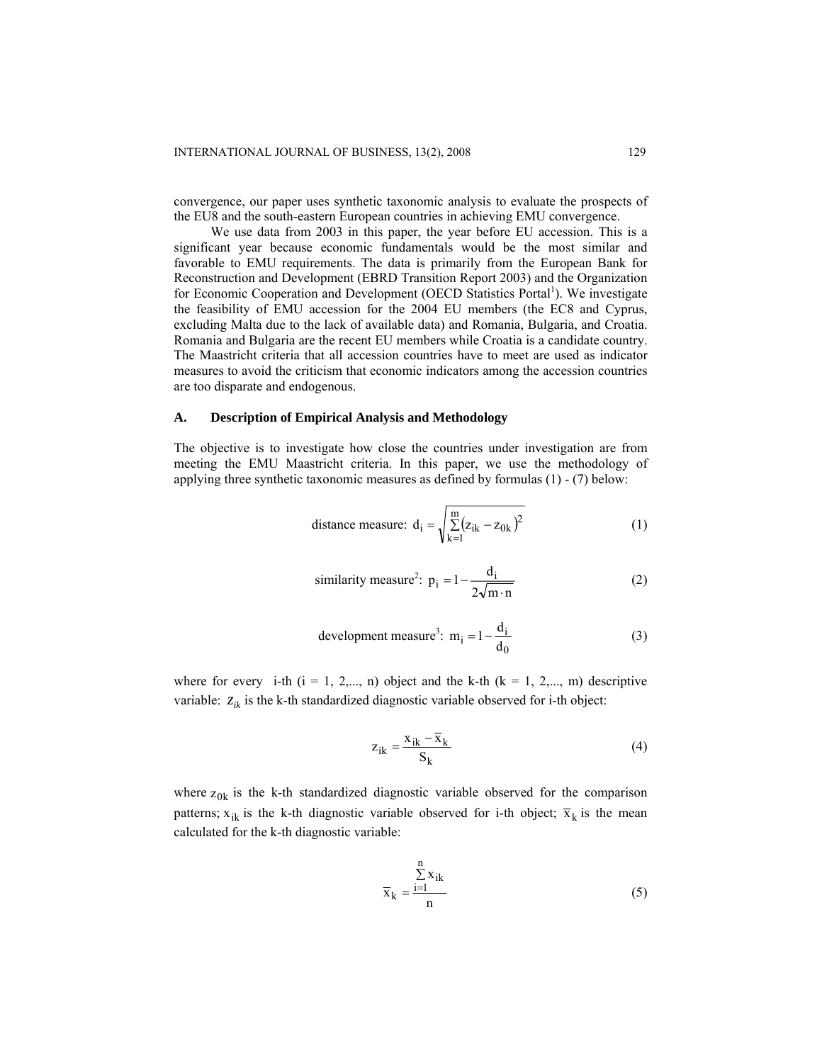convergence, our paper uses synthetic taxonomic analysis to evaluate the prospects of the EU8 and the south-eastern European countries in achieving EMU convergence.

We use data from 2003 in this paper, the year before EU accession. This is a significant year because economic fundamentals would be the most similar and favorable to EMU requirements. The data is primarily from the European Bank for Reconstruction and Development (EBRD Transition Report 2003) and the Organization for Economic Cooperation and Development (OECD Statistics Portal[1]). We investigate the feasibility of EMU accession for the 2004 EU members (the EC8 and Cyprus, excluding Malta due to the lack of available data) and Romania, Bulgaria, and Croatia. Romania and Bulgaria are the recent EU members while Croatia is a candidate country. The Maastricht criteria that all accession countries have to meet are used as indicator measures to avoid the criticism that economic indicators among the accession countries are too disparate and endogenous.

### A. Description of Empirical Analysis and Methodology

The objective is to investigate how close the countries under investigation are from meeting the EMU Maastricht criteria. In this paper, we use the methodology of applying three synthetic taxonomic measures as defined by formulas (1) - (7) below:

$$\text{distance measure: } d_i = \sqrt{\sum_{k=1}^{m} (z_{ik} - z_{0k})^2} \tag{1}$$

$$\text{similarity measure}^2\text{: } p_i = 1 - \frac{d_i}{2\sqrt{m \cdot n}} \tag{2}$$

$$\text{development measure}^3\text{: } m_i = 1 - \frac{d_i}{d_0} \tag{3}$$

where for every i-th (i = 1, 2,..., n) object and the k-th (k = 1, 2,..., m) descriptive variable: $z_{ik}$ is the k-th standardized diagnostic variable observed for i-th object:

$$z_{ik} = \frac{x_{ik} - \overline{x}_k}{S_k} \tag{4}$$

where $z_{0k}$ is the k-th standardized diagnostic variable observed for the comparison patterns; $x_{ik}$ is the k-th diagnostic variable observed for i-th object; $\overline{x}_k$ is the mean calculated for the k-th diagnostic variable:

$$\overline{x}_k = \frac{\sum_{i=1}^{n} x_{ik}}{n} \tag{5}$$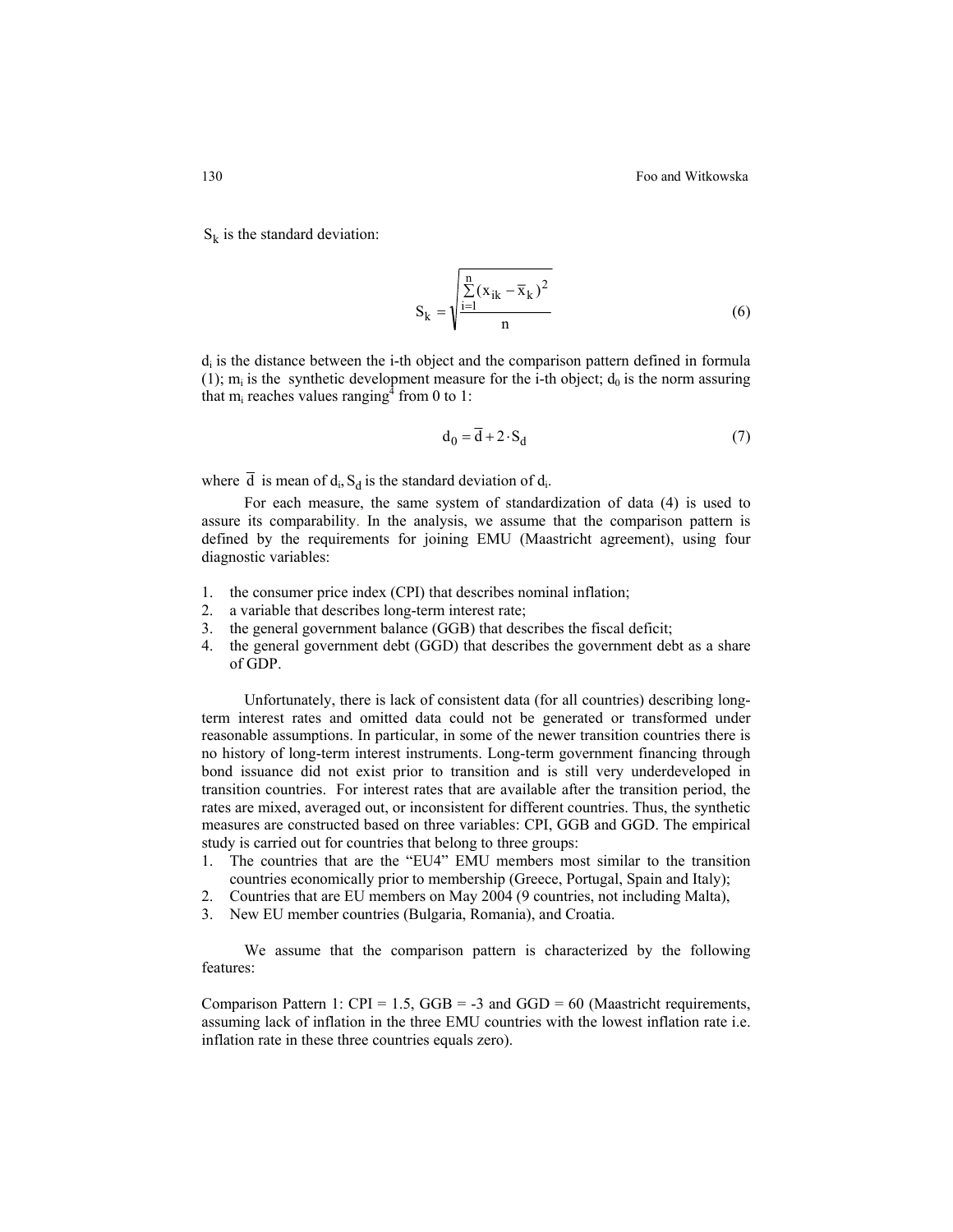$S_k$ is the standard deviation:

$$S_k = \sqrt{\frac{\sum_{i=1}^{n}(x_{ik} - \overline{x}_k)^2}{n}} \tag{6}$$

$d_i$ is the distance between the i-th object and the comparison pattern defined in formula (1); $m_i$ is the synthetic development measure for the i-th object; $d_0$ is the norm assuring that $m_i$ reaches values ranging[4] from 0 to 1:

$$d_0 = \overline{d} + 2 \cdot S_d \tag{7}$$

where $\overline{d}$ is mean of $d_i$, $S_d$ is the standard deviation of $d_i$.

For each measure, the same system of standardization of data (4) is used to assure its comparability. In the analysis, we assume that the comparison pattern is defined by the requirements for joining EMU (Maastricht agreement), using four diagnostic variables:

1. the consumer price index (CPI) that describes nominal inflation;
2. a variable that describes long-term interest rate;
3. the general government balance (GGB) that describes the fiscal deficit;
4. the general government debt (GGD) that describes the government debt as a share of GDP.

Unfortunately, there is lack of consistent data (for all countries) describing long-term interest rates and omitted data could not be generated or transformed under reasonable assumptions. In particular, in some of the newer transition countries there is no history of long-term interest instruments. Long-term government financing through bond issuance did not exist prior to transition and is still very underdeveloped in transition countries. For interest rates that are available after the transition period, the rates are mixed, averaged out, or inconsistent for different countries. Thus, the synthetic measures are constructed based on three variables: CPI, GGB and GGD. The empirical study is carried out for countries that belong to three groups:

1. The countries that are the "EU4" EMU members most similar to the transition countries economically prior to membership (Greece, Portugal, Spain and Italy);
2. Countries that are EU members on May 2004 (9 countries, not including Malta),
3. New EU member countries (Bulgaria, Romania), and Croatia.

We assume that the comparison pattern is characterized by the following features:

Comparison Pattern 1: CPI = 1.5, GGB = -3 and GGD = 60 (Maastricht requirements, assuming lack of inflation in the three EMU countries with the lowest inflation rate i.e. inflation rate in these three countries equals zero).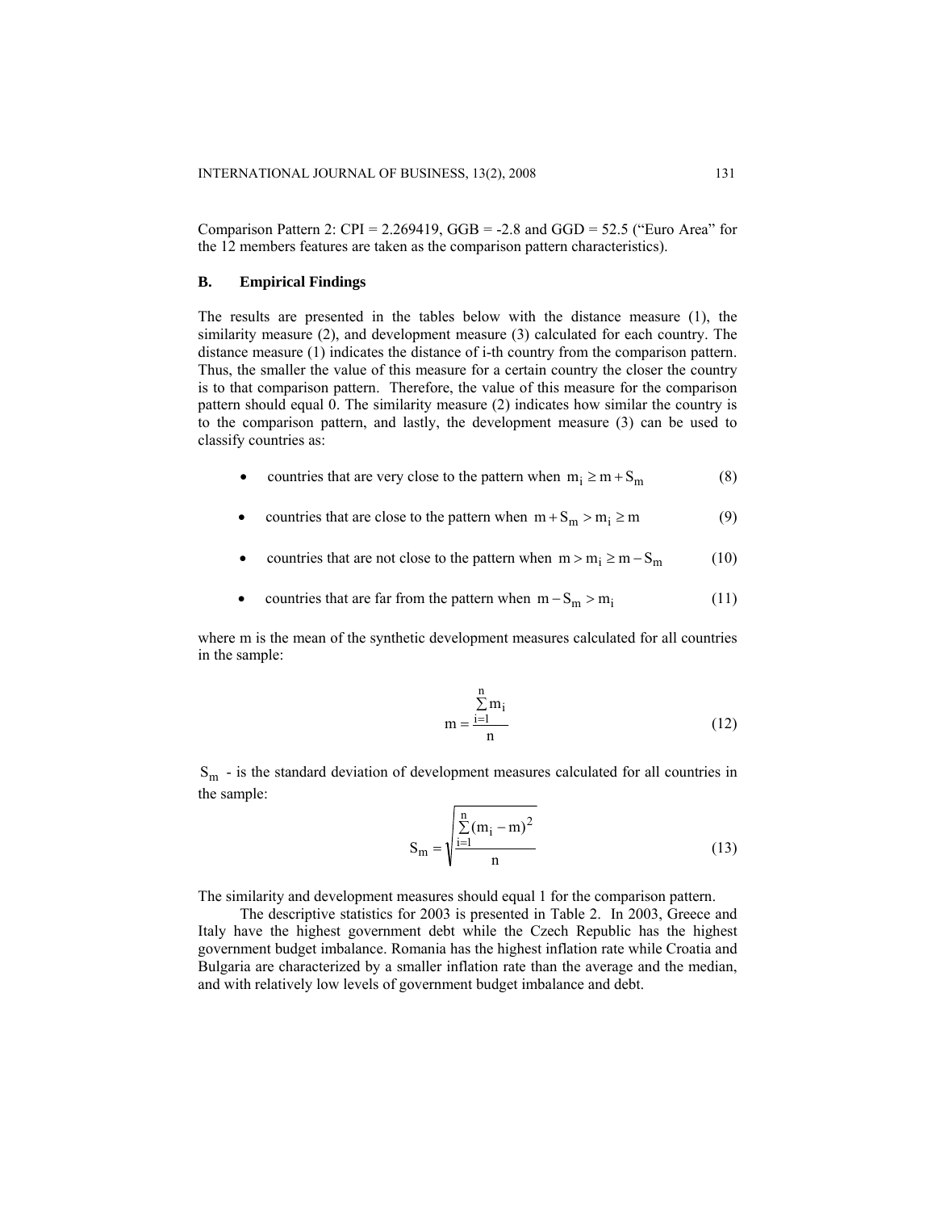Comparison Pattern 2: CPI = 2.269419, GGB = -2.8 and GGD = 52.5 ("Euro Area" for the 12 members features are taken as the comparison pattern characteristics).

### B. Empirical Findings

The results are presented in the tables below with the distance measure (1), the similarity measure (2), and development measure (3) calculated for each country. The distance measure (1) indicates the distance of i-th country from the comparison pattern. Thus, the smaller the value of this measure for a certain country the closer the country is to that comparison pattern. Therefore, the value of this measure for the comparison pattern should equal 0. The similarity measure (2) indicates how similar the country is to the comparison pattern, and lastly, the development measure (3) can be used to classify countries as:

- countries that are very close to the pattern when $m_i \geq m + S_m$ (8)
- countries that are close to the pattern when $m + S_m > m_i \geq m$ (9)
- countries that are not close to the pattern when $m > m_i \geq m - S_m$ (10)
- countries that are far from the pattern when $m - S_m > m_i$ (11)

where m is the mean of the synthetic development measures calculated for all countries in the sample:

$$m = \frac{\sum_{i=1}^{n} m_i}{n} \tag{12}$$

$S_m$ - is the standard deviation of development measures calculated for all countries in the sample:

$$S_m = \sqrt{\frac{\sum_{i=1}^{n}(m_i - m)^2}{n}} \tag{13}$$

The similarity and development measures should equal 1 for the comparison pattern.

The descriptive statistics for 2003 is presented in Table 2. In 2003, Greece and Italy have the highest government debt while the Czech Republic has the highest government budget imbalance. Romania has the highest inflation rate while Croatia and Bulgaria are characterized by a smaller inflation rate than the average and the median, and with relatively low levels of government budget imbalance and debt.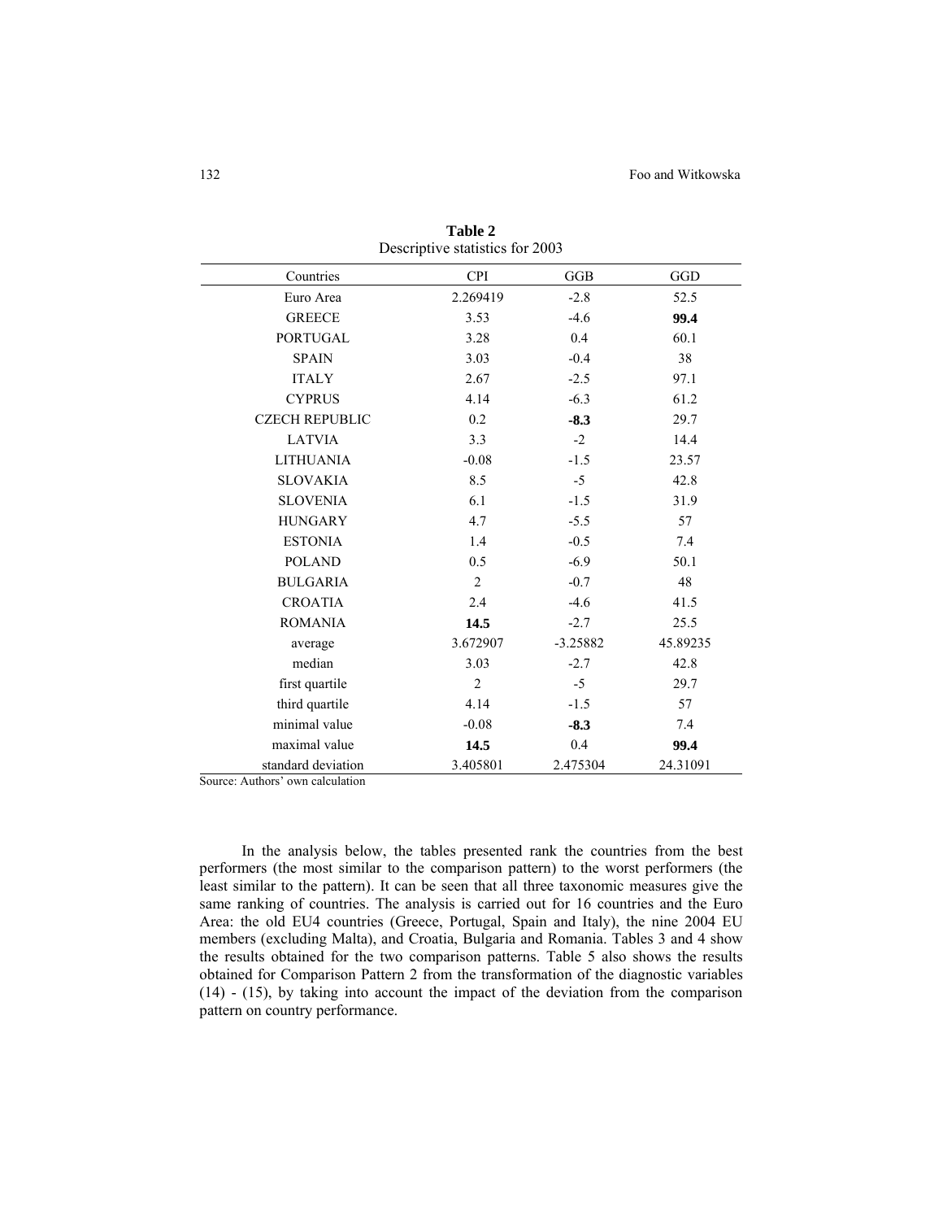**Table 2**
Descriptive statistics for 2003

| Countries | CPI | GGB | GGD |
|---|---|---|---|
| Euro Area | 2.269419 | -2.8 | 52.5 |
| GREECE | 3.53 | -4.6 | **99.4** |
| PORTUGAL | 3.28 | 0.4 | 60.1 |
| SPAIN | 3.03 | -0.4 | 38 |
| ITALY | 2.67 | -2.5 | 97.1 |
| CYPRUS | 4.14 | -6.3 | 61.2 |
| CZECH REPUBLIC | 0.2 | **-8.3** | 29.7 |
| LATVIA | 3.3 | -2 | 14.4 |
| LITHUANIA | -0.08 | -1.5 | 23.57 |
| SLOVAKIA | 8.5 | -5 | 42.8 |
| SLOVENIA | 6.1 | -1.5 | 31.9 |
| HUNGARY | 4.7 | -5.5 | 57 |
| ESTONIA | 1.4 | -0.5 | 7.4 |
| POLAND | 0.5 | -6.9 | 50.1 |
| BULGARIA | 2 | -0.7 | 48 |
| CROATIA | 2.4 | -4.6 | 41.5 |
| ROMANIA | **14.5** | -2.7 | 25.5 |
| average | 3.672907 | -3.25882 | 45.89235 |
| median | 3.03 | -2.7 | 42.8 |
| first quartile | 2 | -5 | 29.7 |
| third quartile | 4.14 | -1.5 | 57 |
| minimal value | -0.08 | **-8.3** | 7.4 |
| maximal value | **14.5** | 0.4 | **99.4** |
| standard deviation | 3.405801 | 2.475304 | 24.31091 |

Source: Authors' own calculation

In the analysis below, the tables presented rank the countries from the best performers (the most similar to the comparison pattern) to the worst performers (the least similar to the pattern). It can be seen that all three taxonomic measures give the same ranking of countries. The analysis is carried out for 16 countries and the Euro Area: the old EU4 countries (Greece, Portugal, Spain and Italy), the nine 2004 EU members (excluding Malta), and Croatia, Bulgaria and Romania. Tables 3 and 4 show the results obtained for the two comparison patterns. Table 5 also shows the results obtained for Comparison Pattern 2 from the transformation of the diagnostic variables (14) - (15), by taking into account the impact of the deviation from the comparison pattern on country performance.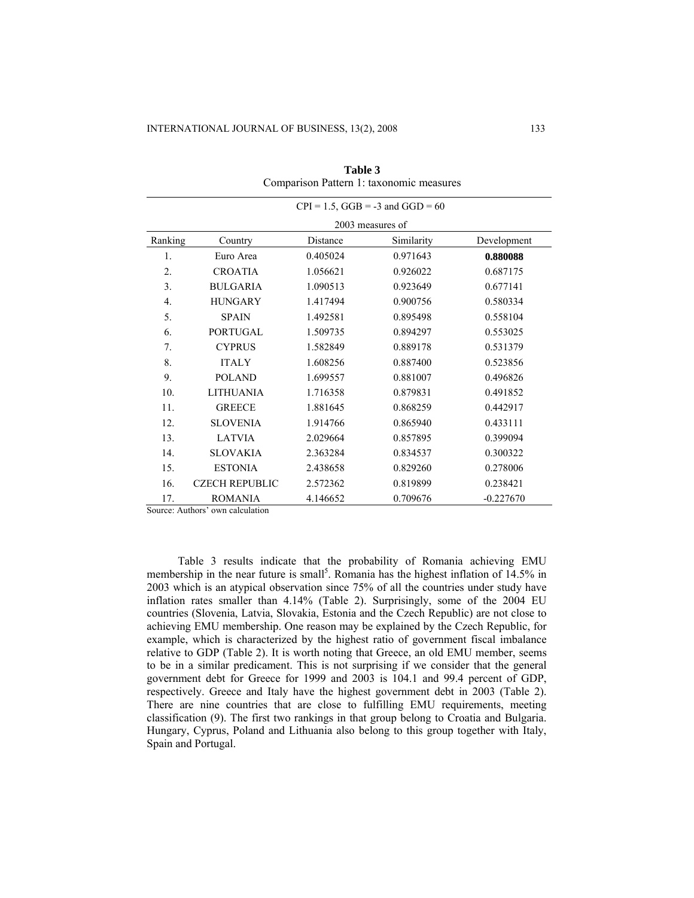**Table 3**
Comparison Pattern 1: taxonomic measures

| | | CPI = 1.5, GGB = -3 and GGD = 60 | | |
|---|---|---|---|---|
| | | 2003 measures of | | |
| Ranking | Country | Distance | Similarity | Development |
| 1. | Euro Area | 0.405024 | 0.971643 | **0.880088** |
| 2. | CROATIA | 1.056621 | 0.926022 | 0.687175 |
| 3. | BULGARIA | 1.090513 | 0.923649 | 0.677141 |
| 4. | HUNGARY | 1.417494 | 0.900756 | 0.580334 |
| 5. | SPAIN | 1.492581 | 0.895498 | 0.558104 |
| 6. | PORTUGAL | 1.509735 | 0.894297 | 0.553025 |
| 7. | CYPRUS | 1.582849 | 0.889178 | 0.531379 |
| 8. | ITALY | 1.608256 | 0.887400 | 0.523856 |
| 9. | POLAND | 1.699557 | 0.881007 | 0.496826 |
| 10. | LITHUANIA | 1.716358 | 0.879831 | 0.491852 |
| 11. | GREECE | 1.881645 | 0.868259 | 0.442917 |
| 12. | SLOVENIA | 1.914766 | 0.865940 | 0.433111 |
| 13. | LATVIA | 2.029664 | 0.857895 | 0.399094 |
| 14. | SLOVAKIA | 2.363284 | 0.834537 | 0.300322 |
| 15. | ESTONIA | 2.438658 | 0.829260 | 0.278006 |
| 16. | CZECH REPUBLIC | 2.572362 | 0.819899 | 0.238421 |
| 17. | ROMANIA | 4.146652 | 0.709676 | -0.227670 |

Source: Authors' own calculation

Table 3 results indicate that the probability of Romania achieving EMU membership in the near future is small[5]. Romania has the highest inflation of 14.5% in 2003 which is an atypical observation since 75% of all the countries under study have inflation rates smaller than 4.14% (Table 2). Surprisingly, some of the 2004 EU countries (Slovenia, Latvia, Slovakia, Estonia and the Czech Republic) are not close to achieving EMU membership. One reason may be explained by the Czech Republic, for example, which is characterized by the highest ratio of government fiscal imbalance relative to GDP (Table 2). It is worth noting that Greece, an old EMU member, seems to be in a similar predicament. This is not surprising if we consider that the general government debt for Greece for 1999 and 2003 is 104.1 and 99.4 percent of GDP, respectively. Greece and Italy have the highest government debt in 2003 (Table 2). There are nine countries that are close to fulfilling EMU requirements, meeting classification (9). The first two rankings in that group belong to Croatia and Bulgaria. Hungary, Cyprus, Poland and Lithuania also belong to this group together with Italy, Spain and Portugal.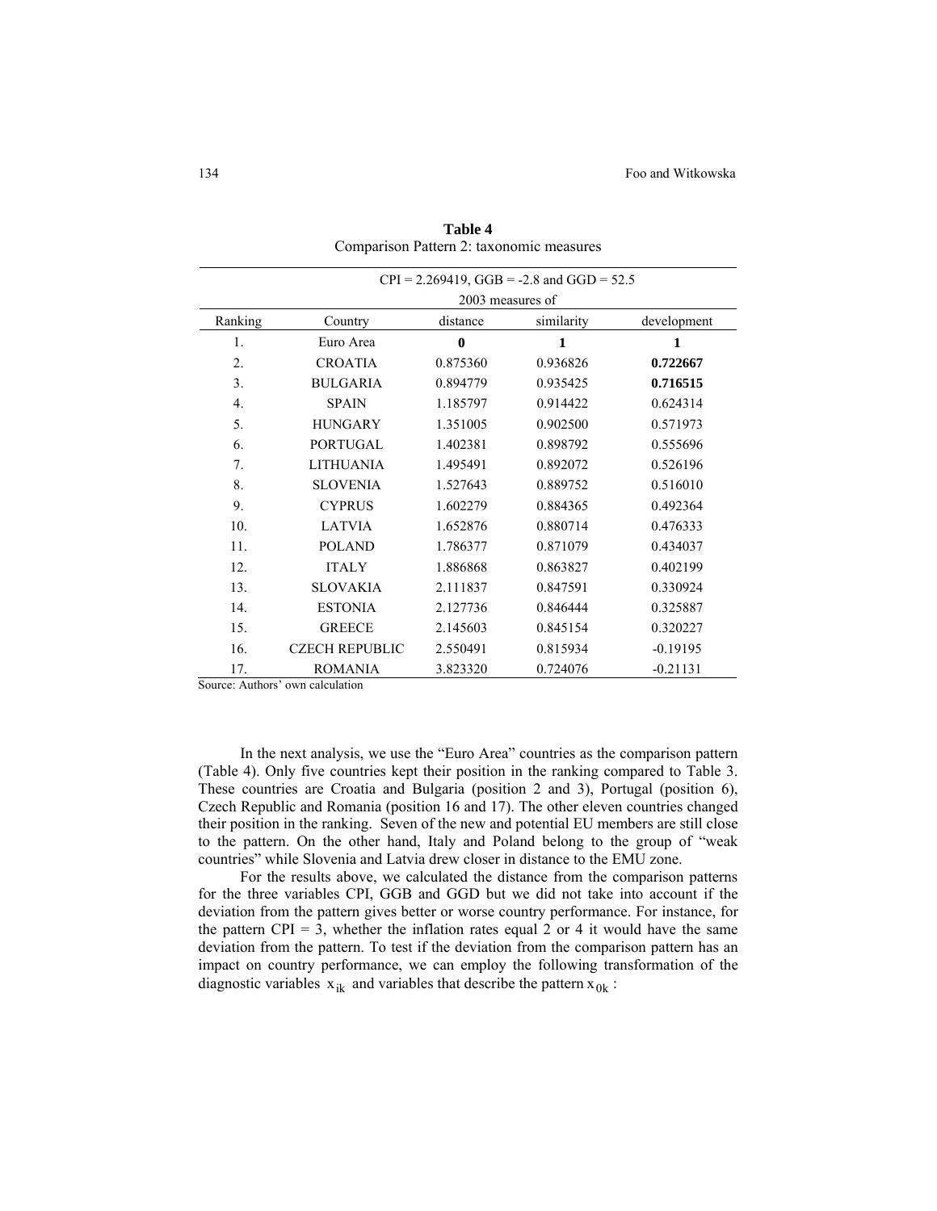**Table 4**
Comparison Pattern 2: taxonomic measures

| | | CPI = 2.269419, GGB = -2.8 and GGD = 52.5 | | |
|---|---|---|---|---|
| | | 2003 measures of | | |
| Ranking | Country | distance | similarity | development |
| 1. | Euro Area | **0** | **1** | **1** |
| 2. | CROATIA | 0.875360 | 0.936826 | **0.722667** |
| 3. | BULGARIA | 0.894779 | 0.935425 | **0.716515** |
| 4. | SPAIN | 1.185797 | 0.914422 | 0.624314 |
| 5. | HUNGARY | 1.351005 | 0.902500 | 0.571973 |
| 6. | PORTUGAL | 1.402381 | 0.898792 | 0.555696 |
| 7. | LITHUANIA | 1.495491 | 0.892072 | 0.526196 |
| 8. | SLOVENIA | 1.527643 | 0.889752 | 0.516010 |
| 9. | CYPRUS | 1.602279 | 0.884365 | 0.492364 |
| 10. | LATVIA | 1.652876 | 0.880714 | 0.476333 |
| 11. | POLAND | 1.786377 | 0.871079 | 0.434037 |
| 12. | ITALY | 1.886868 | 0.863827 | 0.402199 |
| 13. | SLOVAKIA | 2.111837 | 0.847591 | 0.330924 |
| 14. | ESTONIA | 2.127736 | 0.846444 | 0.325887 |
| 15. | GREECE | 2.145603 | 0.845154 | 0.320227 |
| 16. | CZECH REPUBLIC | 2.550491 | 0.815934 | -0.19195 |
| 17. | ROMANIA | 3.823320 | 0.724076 | -0.21131 |

Source: Authors' own calculation

In the next analysis, we use the "Euro Area" countries as the comparison pattern (Table 4). Only five countries kept their position in the ranking compared to Table 3. These countries are Croatia and Bulgaria (position 2 and 3), Portugal (position 6), Czech Republic and Romania (position 16 and 17). The other eleven countries changed their position in the ranking. Seven of the new and potential EU members are still close to the pattern. On the other hand, Italy and Poland belong to the group of "weak countries" while Slovenia and Latvia drew closer in distance to the EMU zone.

For the results above, we calculated the distance from the comparison patterns for the three variables CPI, GGB and GGD but we did not take into account if the deviation from the pattern gives better or worse country performance. For instance, for the pattern CPI = 3, whether the inflation rates equal 2 or 4 it would have the same deviation from the pattern. To test if the deviation from the comparison pattern has an impact on country performance, we can employ the following transformation of the diagnostic variables $x_{ik}$ and variables that describe the pattern $x_{0k}$ :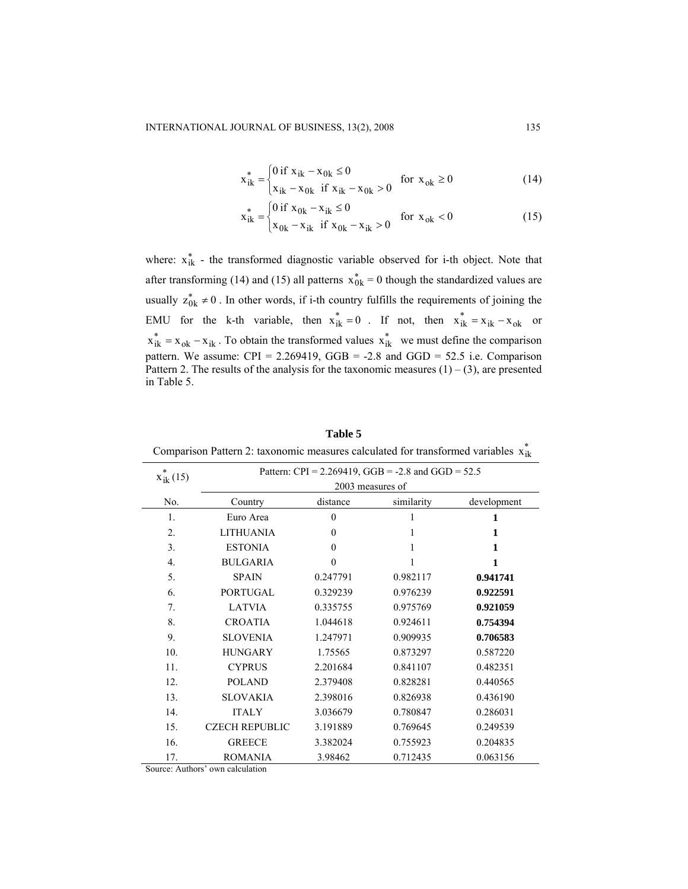$$x_{ik}^{*} = \begin{cases} 0 \text{ if } x_{ik} - x_{0k} \leq 0 \\ x_{ik} - x_{0k} \text{ if } x_{ik} - x_{0k} > 0 \end{cases} \quad \text{for } x_{ok} \geq 0 \tag{14}$$

$$x_{ik}^{*} = \begin{cases} 0 \text{ if } x_{0k} - x_{ik} \leq 0 \\ x_{0k} - x_{ik} \text{ if } x_{0k} - x_{ik} > 0 \end{cases} \quad \text{for } x_{ok} < 0 \tag{15}$$

where: $x_{ik}^{*}$ - the transformed diagnostic variable observed for i-th object. Note that after transforming (14) and (15) all patterns $x_{0k}^{*} = 0$ though the standardized values are usually $z_{0k}^{*} \neq 0$. In other words, if i-th country fulfills the requirements of joining the EMU for the k-th variable, then $x_{ik}^{*} = 0$. If not, then $x_{ik}^{*} = x_{ik} - x_{ok}$ or $x_{ik}^{*} = x_{ok} - x_{ik}$. To obtain the transformed values $x_{ik}^{*}$ we must define the comparison pattern. We assume: CPI = 2.269419, GGB = -2.8 and GGD = 52.5 i.e. Comparison Pattern 2. The results of the analysis for the taxonomic measures (1) – (3), are presented in Table 5.

**Table 5**

Comparison Pattern 2: taxonomic measures calculated for transformed variables $x_{ik}^{*}$

| $x_{ik}^{*}$ (15) | Pattern: CPI = 2.269419, GGB = -2.8 and GGD = 52.5 | | | |
|---|---|---|---|---|
| | | 2003 measures of | | |
| No. | Country | distance | similarity | development |
| 1. | Euro Area | 0 | 1 | **1** |
| 2. | LITHUANIA | 0 | 1 | **1** |
| 3. | ESTONIA | 0 | 1 | **1** |
| 4. | BULGARIA | 0 | 1 | **1** |
| 5. | SPAIN | 0.247791 | 0.982117 | **0.941741** |
| 6. | PORTUGAL | 0.329239 | 0.976239 | **0.922591** |
| 7. | LATVIA | 0.335755 | 0.975769 | **0.921059** |
| 8. | CROATIA | 1.044618 | 0.924611 | **0.754394** |
| 9. | SLOVENIA | 1.247971 | 0.909935 | **0.706583** |
| 10. | HUNGARY | 1.75565 | 0.873297 | 0.587220 |
| 11. | CYPRUS | 2.201684 | 0.841107 | 0.482351 |
| 12. | POLAND | 2.379408 | 0.828281 | 0.440565 |
| 13. | SLOVAKIA | 2.398016 | 0.826938 | 0.436190 |
| 14. | ITALY | 3.036679 | 0.780847 | 0.286031 |
| 15. | CZECH REPUBLIC | 3.191889 | 0.769645 | 0.249539 |
| 16. | GREECE | 3.382024 | 0.755923 | 0.204835 |
| 17. | ROMANIA | 3.98462 | 0.712435 | 0.063156 |

Source: Authors' own calculation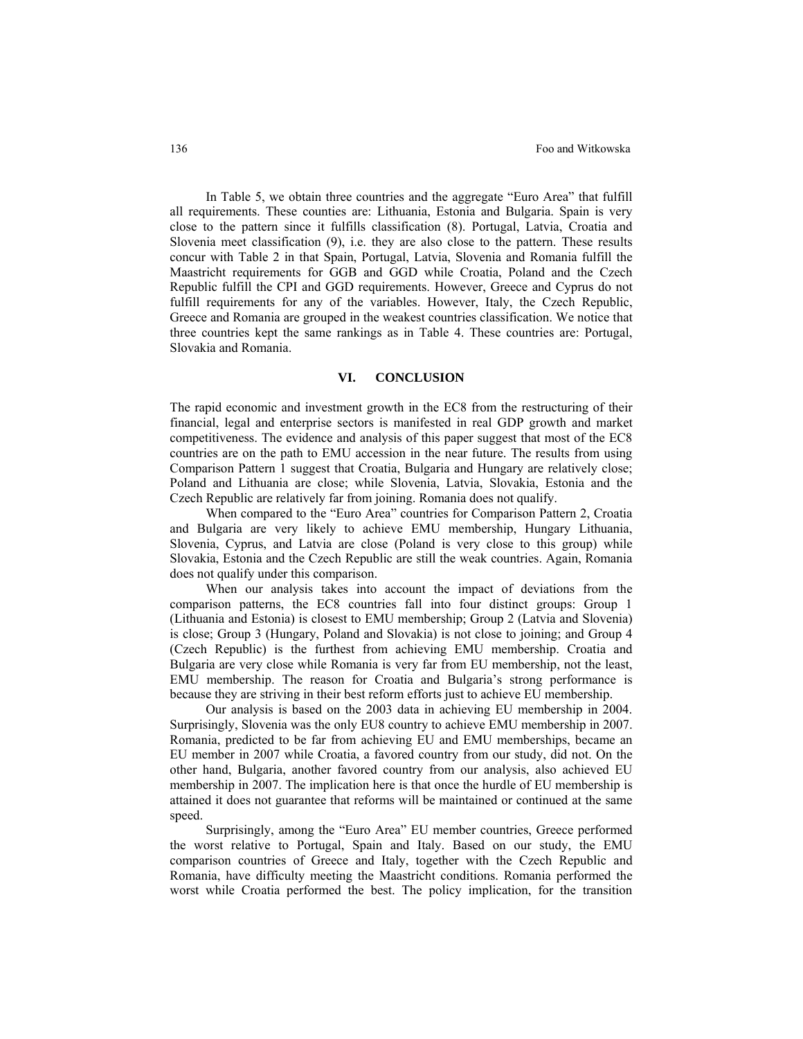In Table 5, we obtain three countries and the aggregate "Euro Area" that fulfill all requirements. These counties are: Lithuania, Estonia and Bulgaria. Spain is very close to the pattern since it fulfills classification (8). Portugal, Latvia, Croatia and Slovenia meet classification (9), i.e. they are also close to the pattern. These results concur with Table 2 in that Spain, Portugal, Latvia, Slovenia and Romania fulfill the Maastricht requirements for GGB and GGD while Croatia, Poland and the Czech Republic fulfill the CPI and GGD requirements. However, Greece and Cyprus do not fulfill requirements for any of the variables. However, Italy, the Czech Republic, Greece and Romania are grouped in the weakest countries classification. We notice that three countries kept the same rankings as in Table 4. These countries are: Portugal, Slovakia and Romania.

## VI. CONCLUSION

The rapid economic and investment growth in the EC8 from the restructuring of their financial, legal and enterprise sectors is manifested in real GDP growth and market competitiveness. The evidence and analysis of this paper suggest that most of the EC8 countries are on the path to EMU accession in the near future. The results from using Comparison Pattern 1 suggest that Croatia, Bulgaria and Hungary are relatively close; Poland and Lithuania are close; while Slovenia, Latvia, Slovakia, Estonia and the Czech Republic are relatively far from joining. Romania does not qualify.

When compared to the "Euro Area" countries for Comparison Pattern 2, Croatia and Bulgaria are very likely to achieve EMU membership, Hungary Lithuania, Slovenia, Cyprus, and Latvia are close (Poland is very close to this group) while Slovakia, Estonia and the Czech Republic are still the weak countries. Again, Romania does not qualify under this comparison.

When our analysis takes into account the impact of deviations from the comparison patterns, the EC8 countries fall into four distinct groups: Group 1 (Lithuania and Estonia) is closest to EMU membership; Group 2 (Latvia and Slovenia) is close; Group 3 (Hungary, Poland and Slovakia) is not close to joining; and Group 4 (Czech Republic) is the furthest from achieving EMU membership. Croatia and Bulgaria are very close while Romania is very far from EU membership, not the least, EMU membership. The reason for Croatia and Bulgaria's strong performance is because they are striving in their best reform efforts just to achieve EU membership.

Our analysis is based on the 2003 data in achieving EU membership in 2004. Surprisingly, Slovenia was the only EU8 country to achieve EMU membership in 2007. Romania, predicted to be far from achieving EU and EMU memberships, became an EU member in 2007 while Croatia, a favored country from our study, did not. On the other hand, Bulgaria, another favored country from our analysis, also achieved EU membership in 2007. The implication here is that once the hurdle of EU membership is attained it does not guarantee that reforms will be maintained or continued at the same speed.

Surprisingly, among the "Euro Area" EU member countries, Greece performed the worst relative to Portugal, Spain and Italy. Based on our study, the EMU comparison countries of Greece and Italy, together with the Czech Republic and Romania, have difficulty meeting the Maastricht conditions. Romania performed the worst while Croatia performed the best. The policy implication, for the transition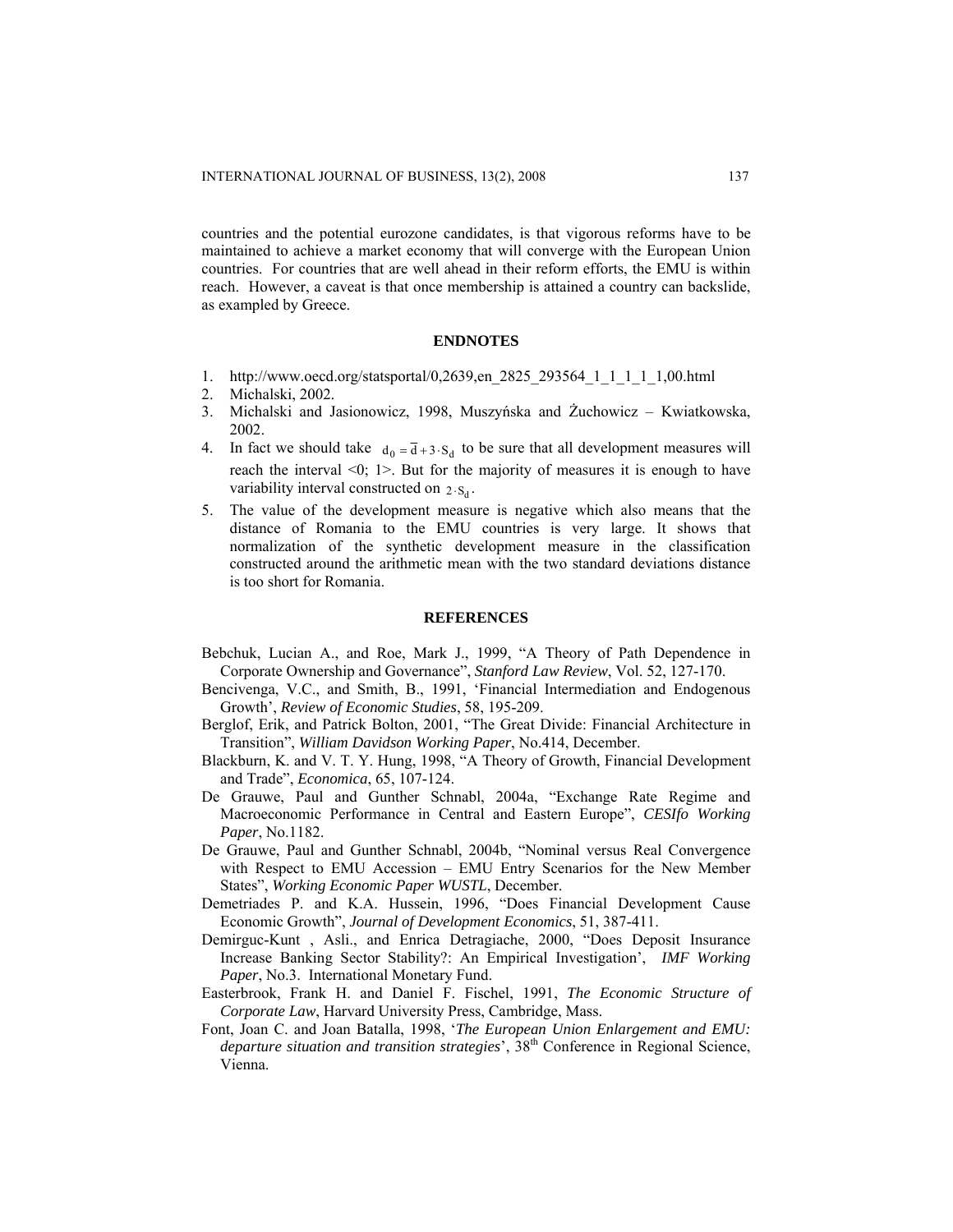countries and the potential eurozone candidates, is that vigorous reforms have to be maintained to achieve a market economy that will converge with the European Union countries. For countries that are well ahead in their reform efforts, the EMU is within reach. However, a caveat is that once membership is attained a country can backslide, as exampled by Greece.

## ENDNOTES

1. http://www.oecd.org/statsportal/0,2639,en_2825_293564_1_1_1_1_1,00.html
2. Michalski, 2002.
3. Michalski and Jasionowicz, 1998, Muszyńska and Żuchowicz – Kwiatkowska, 2002.
4. In fact we should take $d_0 = \bar{d} + 3 \cdot S_d$ to be sure that all development measures will reach the interval <0; 1>. But for the majority of measures it is enough to have variability interval constructed on $2 \cdot S_d$.
5. The value of the development measure is negative which also means that the distance of Romania to the EMU countries is very large. It shows that normalization of the synthetic development measure in the classification constructed around the arithmetic mean with the two standard deviations distance is too short for Romania.

## REFERENCES

Bebchuk, Lucian A., and Roe, Mark J., 1999, "A Theory of Path Dependence in Corporate Ownership and Governance", *Stanford Law Review*, Vol. 52, 127-170.

Bencivenga, V.C., and Smith, B., 1991, 'Financial Intermediation and Endogenous Growth', *Review of Economic Studies*, 58, 195-209.

Berglof, Erik, and Patrick Bolton, 2001, "The Great Divide: Financial Architecture in Transition", *William Davidson Working Paper*, No.414, December.

Blackburn, K. and V. T. Y. Hung, 1998, "A Theory of Growth, Financial Development and Trade", *Economica*, 65, 107-124.

De Grauwe, Paul and Gunther Schnabl, 2004a, "Exchange Rate Regime and Macroeconomic Performance in Central and Eastern Europe", *CESIfo Working Paper*, No.1182.

De Grauwe, Paul and Gunther Schnabl, 2004b, "Nominal versus Real Convergence with Respect to EMU Accession – EMU Entry Scenarios for the New Member States", *Working Economic Paper WUSTL*, December.

Demetriades P. and K.A. Hussein, 1996, "Does Financial Development Cause Economic Growth", *Journal of Development Economics*, 51, 387-411.

Demirguc-Kunt , Asli., and Enrica Detragiache, 2000, "Does Deposit Insurance Increase Banking Sector Stability?: An Empirical Investigation', *IMF Working Paper*, No.3. International Monetary Fund.

Easterbrook, Frank H. and Daniel F. Fischel, 1991, *The Economic Structure of Corporate Law*, Harvard University Press, Cambridge, Mass.

Font, Joan C. and Joan Batalla, 1998, '*The European Union Enlargement and EMU: departure situation and transition strategies*', 38th Conference in Regional Science, Vienna.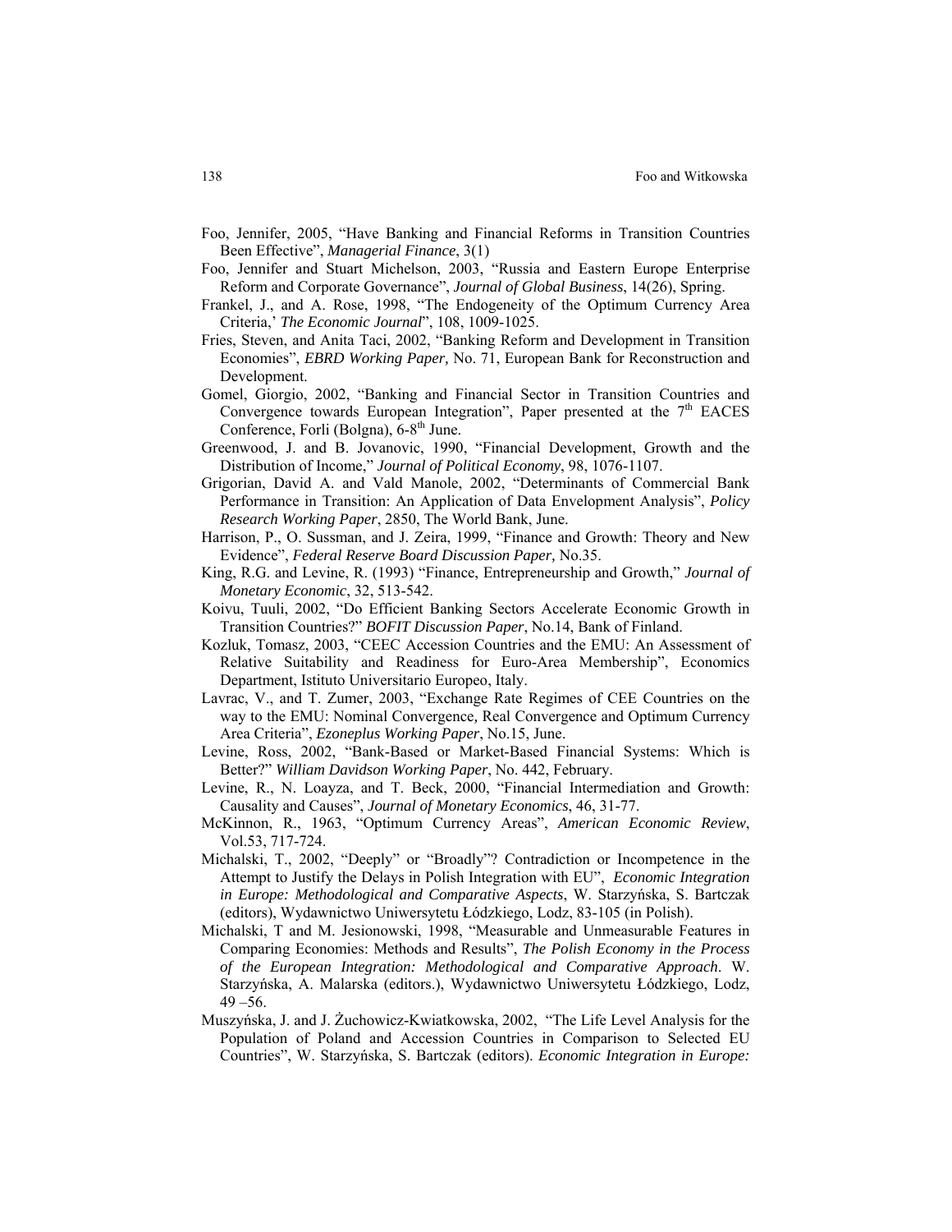Foo, Jennifer, 2005, "Have Banking and Financial Reforms in Transition Countries Been Effective", *Managerial Finance*, 3(1)

Foo, Jennifer and Stuart Michelson, 2003, "Russia and Eastern Europe Enterprise Reform and Corporate Governance", *Journal of Global Business*, 14(26), Spring.

Frankel, J., and A. Rose, 1998, "The Endogeneity of the Optimum Currency Area Criteria,' *The Economic Journal*", 108, 1009-1025.

Fries, Steven, and Anita Taci, 2002, "Banking Reform and Development in Transition Economies", *EBRD Working Paper,* No. 71, European Bank for Reconstruction and Development.

Gomel, Giorgio, 2002, "Banking and Financial Sector in Transition Countries and Convergence towards European Integration", Paper presented at the 7th EACES Conference, Forli (Bolgna), 6-8th June.

Greenwood, J. and B. Jovanovic, 1990, "Financial Development, Growth and the Distribution of Income," *Journal of Political Economy*, 98, 1076-1107.

Grigorian, David A. and Vald Manole, 2002, "Determinants of Commercial Bank Performance in Transition: An Application of Data Envelopment Analysis", *Policy Research Working Paper*, 2850, The World Bank, June.

Harrison, P., O. Sussman, and J. Zeira, 1999, "Finance and Growth: Theory and New Evidence", *Federal Reserve Board Discussion Paper,* No.35.

King, R.G. and Levine, R. (1993) "Finance, Entrepreneurship and Growth," *Journal of Monetary Economic*, 32, 513-542.

Koivu, Tuuli, 2002, "Do Efficient Banking Sectors Accelerate Economic Growth in Transition Countries?" *BOFIT Discussion Paper*, No.14, Bank of Finland.

Kozluk, Tomasz, 2003, "CEEC Accession Countries and the EMU: An Assessment of Relative Suitability and Readiness for Euro-Area Membership", Economics Department, Istituto Universitario Europeo, Italy.

Lavrac, V., and T. Zumer, 2003, "Exchange Rate Regimes of CEE Countries on the way to the EMU: Nominal Convergence*,* Real Convergence and Optimum Currency Area Criteria", *Ezoneplus Working Paper*, No.15, June.

Levine, Ross, 2002, "Bank-Based or Market-Based Financial Systems: Which is Better?" *William Davidson Working Paper*, No. 442, February.

Levine, R., N. Loayza, and T. Beck, 2000, "Financial Intermediation and Growth: Causality and Causes", *Journal of Monetary Economics*, 46, 31-77.

McKinnon, R., 1963, "Optimum Currency Areas", *American Economic Review*, Vol.53, 717-724.

Michalski, T., 2002, "Deeply" or "Broadly"? Contradiction or Incompetence in the Attempt to Justify the Delays in Polish Integration with EU", *Economic Integration in Europe: Methodological and Comparative Aspects*, W. Starzyńska, S. Bartczak (editors), Wydawnictwo Uniwersytetu Łódzkiego, Lodz, 83-105 (in Polish).

Michalski, T and M. Jesionowski, 1998, "Measurable and Unmeasurable Features in Comparing Economies: Methods and Results", *The Polish Economy in the Process of the European Integration: Methodological and Comparative Approach*. W. Starzyńska, A. Malarska (editors.), Wydawnictwo Uniwersytetu Łódzkiego, Lodz, 49 –56.

Muszyńska, J. and J. Żuchowicz-Kwiatkowska, 2002, "The Life Level Analysis for the Population of Poland and Accession Countries in Comparison to Selected EU Countries", W. Starzyńska, S. Bartczak (editors). *Economic Integration in Europe:*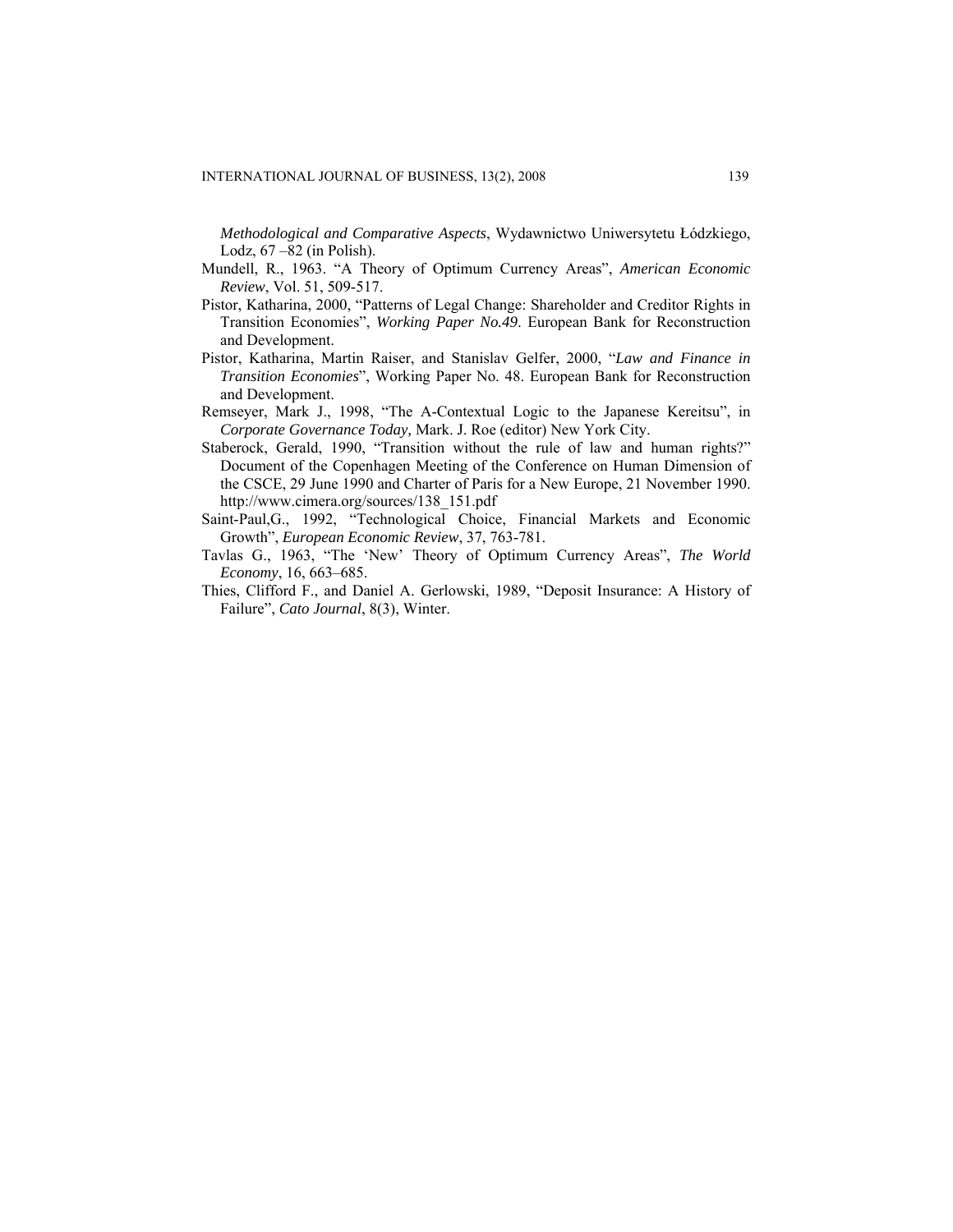*Methodological and Comparative Aspects*, Wydawnictwo Uniwersytetu Łódzkiego, Lodz, 67 –82 (in Polish).

Mundell, R., 1963. "A Theory of Optimum Currency Areas", *American Economic Review*, Vol. 51, 509-517.

Pistor, Katharina, 2000, "Patterns of Legal Change: Shareholder and Creditor Rights in Transition Economies", *Working Paper No.49*. European Bank for Reconstruction and Development.

Pistor, Katharina, Martin Raiser, and Stanislav Gelfer, 2000, "*Law and Finance in Transition Economies*", Working Paper No. 48. European Bank for Reconstruction and Development.

Remseyer, Mark J., 1998, "The A-Contextual Logic to the Japanese Kereitsu", in *Corporate Governance Today,* Mark. J. Roe (editor) New York City.

Staberock, Gerald, 1990, "Transition without the rule of law and human rights?" Document of the Copenhagen Meeting of the Conference on Human Dimension of the CSCE, 29 June 1990 and Charter of Paris for a New Europe, 21 November 1990. http://www.cimera.org/sources/138_151.pdf

Saint-Paul,G., 1992, "Technological Choice, Financial Markets and Economic Growth", *European Economic Review*, 37, 763-781.

Tavlas G., 1963, "The 'New' Theory of Optimum Currency Areas", *The World Economy*, 16, 663–685.

Thies, Clifford F., and Daniel A. Gerlowski, 1989, "Deposit Insurance: A History of Failure", *Cato Journal*, 8(3), Winter.